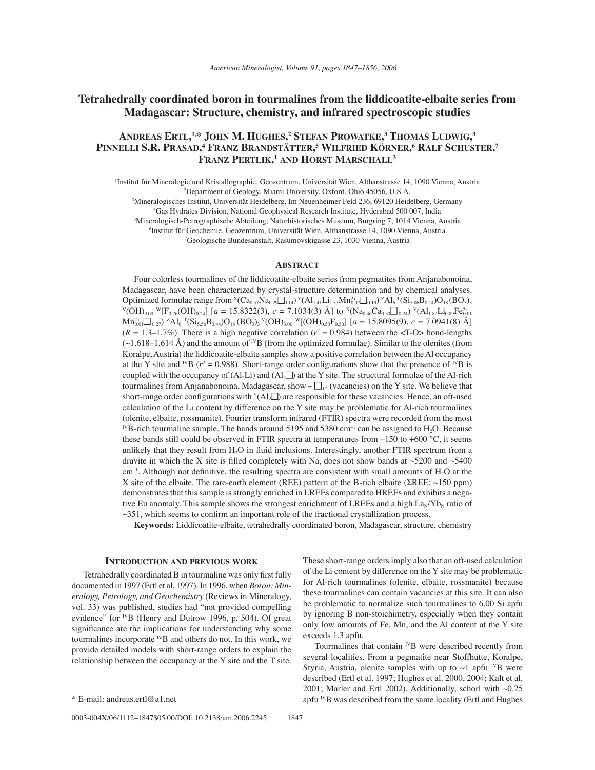# Tetrahedrally coordinated boron in tourmalines from the liddicoatite-elbaite series from Madagascar: Structure, chemistry, and infrared spectroscopic studies

**Andreas Ertl,[1,*] John M. Hughes,[2] Stefan Prowatke,[3] Thomas Ludwig,[3] Pinnelli S.R. Prasad,[4] Franz Brandstätter,[5] Wilfried Körner,[6] Ralf Schuster,[7] Franz Pertlik,[1] and Horst Marschall[3]**

[1]Institut für Mineralogie und Kristallographie, Geozentrum, Universität Wien, Althanstrasse 14, 1090 Vienna, Austria
[2]Department of Geology, Miami University, Oxford, Ohio 45056, U.S.A.
[3]Mineralogisches Institut, Universität Heidelberg, Im Neuenheimer Feld 236, 69120 Heidelberg, Germany
[4]Gas Hydrates Division, National Geophysical Research Institute, Hyderabad 500 007, India
[5]Mineralogisch-Petrographische Abteilung, Naturhistorisches Museum, Burgring 7, 1014 Vienna, Austria
[6]Institut für Geochemie, Geozentrum, Universität Wien, Althanstrasse 14, 1090 Vienna, Austria
[7]Geologische Bundesanstalt, Rasumovskigasse 23, 1030 Vienna, Austria

## Abstract

Four colorless tourmalines of the liddicoatite-elbaite series from pegmatites from Anjanabonoina, Madagascar, have been characterized by crystal-structure determination and by chemical analyses. Optimized formulae range from $^{X}(Ca_{0.57}Na_{0.29}\square_{0.14})$ $^{Y}(Al_{1.41}Li_{1.33}Mn^{2+}_{0.07}\square_{0.19})$ $^{Z}Al_6$ $^{T}(Si_{5.86}B_{0.14})O_{18}(BO_3)_3$ $^{V}(OH)_{3.00}$ $^{W}[F_{0.76}(OH)_{0.24}]$ [$a$ = 15.8322(3), $c$ = 7.1034(3) Å] to $^{X}(Na_{0.46}Ca_{0.30}\square_{0.24})$ $^{Y}(Al_{1.82}Li_{0.89}Fe^{2+}_{0.01}Mn^{2+}_{0.01}\square_{0.27})$ $^{Z}Al_6$ $^{T}(Si_{5.56}B_{0.44})O_{18}(BO_3)_3$ $^{V}(OH)_{3.00}$ $^{W}[(OH)_{0.50}F_{0.50}]$ [$a$ = 15.8095(9), $c$ = 7.0941(8) Å] ($R$ = 1.3–1.7%). There is a high negative correlation ($r^2$ = 0.984) between the <T-O> bond-lengths (~1.618–1.614 Å) and the amount of $^{IV}B$ (from the optimized formulae). Similar to the olenites (from Koralpe, Austria) the liddicoatite-elbaite samples show a positive correlation between the Al occupancy at the Y site and $^{IV}B$ ($r^2$ = 0.988). Short-range order configurations show that the presence of $^{IV}B$ is coupled with the occupancy of $(Al_2Li)$ and $(Al_2\square)$ at the Y site. The structural formulae of the Al-rich tourmalines from Anjanabonoina, Madagascar, show ~ $\square_{0.2}$ (vacancies) on the Y site. We believe that short-range order configurations with $^{Y}(Al_2\square)$ are responsible for these vacancies. Hence, an oft-used calculation of the Li content by difference on the Y site may be problematic for Al-rich tourmalines (olenite, elbaite, rossmanite). Fourier transform infrared (FTIR) spectra were recorded from the most $^{IV}B$-rich tourmaline sample. The bands around 5195 and 5380 cm$^{-1}$ can be assigned to $H_2O$. Because these bands still could be observed in FTIR spectra at temperatures from –150 to +600 °C, it seems unlikely that they result from $H_2O$ in fluid inclusions. Interestingly, another FTIR spectrum from a dravite in which the X site is filled completely with Na, does not show bands at ~5200 and ~5400 cm$^{-1}$. Although not definitive, the resulting spectra are consistent with small amounts of $H_2O$ at the X site of the elbaite. The rare-earth element (REE) pattern of the B-rich elbaite (ΣREE: ~150 ppm) demonstrates that this sample is strongly enriched in LREEs compared to HREEs and exhibits a negative Eu anomaly. This sample shows the strongest enrichment of LREEs and a high $La_N/Yb_N$ ratio of ~351, which seems to confirm an important role of the fractional crystallization process.

**Keywords:** Liddicoatite-elbaite, tetrahedrally coordinated boron, Madagascar, structure, chemistry

## Introduction and previous work

Tetrahedrally coordinated B in tourmaline was only first fully documented in 1997 (Ertl et al. 1997). In 1996, when *Boron: Mineralogy, Petrology, and Geochemistry* (Reviews in Mineralogy, vol. 33) was published, studies had "not provided compelling evidence" for $^{IV}B$ (Henry and Dutrow 1996, p. 504). Of great significance are the implications for understanding why some tourmalines incorporate $^{IV}B$ and others do not. In this work, we provide detailed models with short-range orders to explain the relationship between the occupancy at the Y site and the T site. These short-range orders imply also that an oft-used calculation of the Li content by difference on the Y site may be problematic for Al-rich tourmalines (olenite, elbaite, rossmanite) because these tourmalines can contain vacancies at this site. It can also be problematic to normalize such tourmalines to 6.00 Si apfu by ignoring B non-stoichimetry, especially when they contain only low amounts of Fe, Mn, and the Al content at the Y site exceeds 1.3 apfu.

Tourmalines that contain $^{IV}B$ were described recently from several localities. From a pegmatite near Stoffhütte, Koralpe, Styria, Austria, olenite samples with up to ~1 apfu $^{IV}B$ were described (Ertl et al. 1997; Hughes et al. 2000, 2004; Kalt et al. 2001; Marler and Ertl 2002). Additionally, schorl with ~0.25 apfu $^{IV}B$ was described from the same locality (Ertl and Hughes

\* E-mail: andreas.ertl@a1.net

0003-004X/06/1112–1847$05.00/DOI: 10.2138/am.2006.2245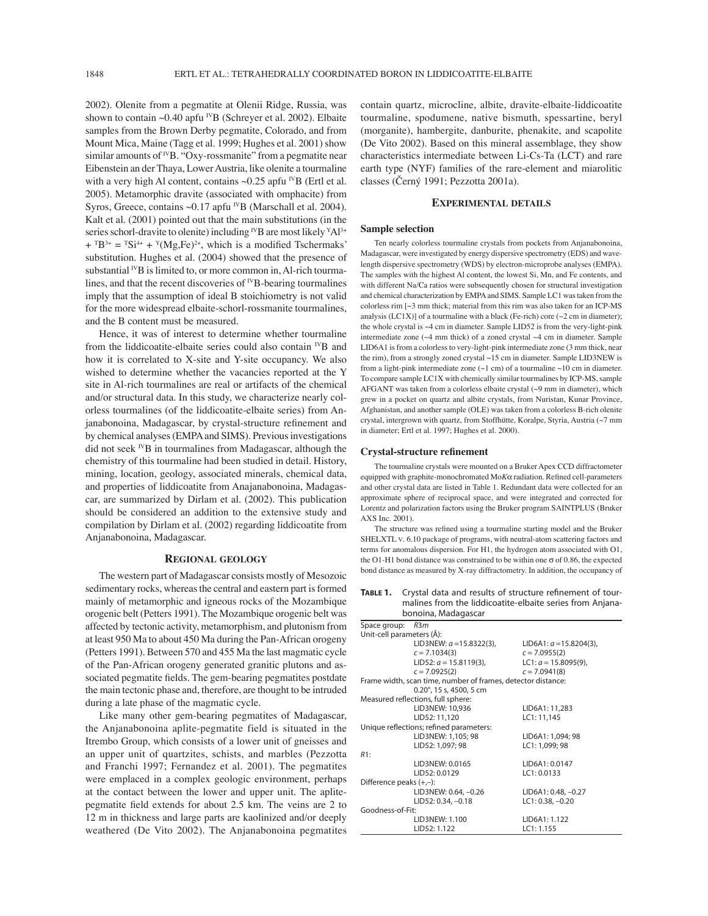2002). Olenite from a pegmatite at Olenii Ridge, Russia, was shown to contain ~0.40 apfu $^{IV}B$ (Schreyer et al. 2002). Elbaite samples from the Brown Derby pegmatite, Colorado, and from Mount Mica, Maine (Tagg et al. 1999; Hughes et al. 2001) show similar amounts of $^{IV}B$. "Oxy-rossmanite" from a pegmatite near Eibenstein an der Thaya, Lower Austria, like olenite a tourmaline with a very high Al content, contains ~0.25 apfu $^{IV}B$ (Ertl et al. 2005). Metamorphic dravite (associated with omphacite) from Syros, Greece, contains ~0.17 apfu $^{IV}B$ (Marschall et al. 2004). Kalt et al. (2001) pointed out that the main substitutions (in the series schorl-dravite to olenite) including $^{IV}B$ are most likely $^{Y}Al^{3+} + {}^{T}B^{3+} = {}^{T}Si^{4+} + {}^{Y}(Mg,Fe)^{2+}$, which is a modified Tschermaks' substitution. Hughes et al. (2004) showed that the presence of substantial $^{IV}B$ is limited to, or more common in, Al-rich tourmalines, and that the recent discoveries of $^{IV}B$-bearing tourmalines imply that the assumption of ideal B stoichiometry is not valid for the more widespread elbaite-schorl-rossmanite tourmalines, and the B content must be measured.

Hence, it was of interest to determine whether tourmaline from the liddicoatite-elbaite series could also contain $^{IV}B$ and how it is correlated to X-site and Y-site occupancy. We also wished to determine whether the vacancies reported at the Y site in Al-rich tourmalines are real or artifacts of the chemical and/or structural data. In this study, we characterize nearly colorless tourmalines (of the liddicoatite-elbaite series) from Anjanabonoina, Madagascar, by crystal-structure refinement and by chemical analyses (EMPA and SIMS). Previous investigations did not seek $^{IV}B$ in tourmalines from Madagascar, although the chemistry of this tourmaline had been studied in detail. History, mining, location, geology, associated minerals, chemical data, and properties of liddicoatite from Anajanabonoina, Madagascar, are summarized by Dirlam et al. (2002). This publication should be considered an addition to the extensive study and compilation by Dirlam et al. (2002) regarding liddicoatite from Anjanabonoina, Madagascar.

## Regional geology

The western part of Madagascar consists mostly of Mesozoic sedimentary rocks, whereas the central and eastern part is formed mainly of metamorphic and igneous rocks of the Mozambique orogenic belt (Petters 1991). The Mozambique orogenic belt was affected by tectonic activity, metamorphism, and plutonism from at least 950 Ma to about 450 Ma during the Pan-African orogeny (Petters 1991). Between 570 and 455 Ma the last magmatic cycle of the Pan-African orogeny generated granitic plutons and associated pegmatite fields. The gem-bearing pegmatites postdate the main tectonic phase and, therefore, are thought to be intruded during a late phase of the magmatic cycle.

Like many other gem-bearing pegmatites of Madagascar, the Anjanabonoina aplite-pegmatite field is situated in the Itrembo Group, which consists of a lower unit of gneisses and an upper unit of quartzites, schists, and marbles (Pezzotta and Franchi 1997; Fernandez et al. 2001). The pegmatites were emplaced in a complex geologic environment, perhaps at the contact between the lower and upper unit. The aplite-pegmatite field extends for about 2.5 km. The veins are 2 to 12 m in thickness and large parts are kaolinized and/or deeply weathered (De Vito 2002). The Anjanabonoina pegmatites contain quartz, microcline, albite, dravite-elbaite-liddicoatite tourmaline, spodumene, native bismuth, spessartine, beryl (morganite), hambergite, danburite, phenakite, and scapolite (De Vito 2002). Based on this mineral assemblage, they show characteristics intermediate between Li-Cs-Ta (LCT) and rare earth type (NYF) families of the rare-element and miarolitic classes (Černý 1991; Pezzotta 2001a).

## Experimental details

### Sample selection

Ten nearly colorless tourmaline crystals from pockets from Anjanabonoina, Madagascar, were investigated by energy dispersive spectrometry (EDS) and wavelength dispersive spectrometry (WDS) by electron-microprobe analyses (EMPA). The samples with the highest Al content, the lowest Si, Mn, and Fe contents, and with different Na/Ca ratios were subsequently chosen for structural investigation and chemical characterization by EMPA and SIMS. Sample LC1 was taken from the colorless rim [~3 mm thick; material from this rim was also taken for an ICP-MS analysis (LC1X)] of a tourmaline with a black (Fe-rich) core (~2 cm in diameter); the whole crystal is ~4 cm in diameter. Sample LID52 is from the very-light-pink intermediate zone (~4 mm thick) of a zoned crystal ~4 cm in diameter. Sample LID6A1 is from a colorless to very-light-pink intermediate zone (3 mm thick, near the rim), from a strongly zoned crystal ~15 cm in diameter. Sample LID3NEW is from a light-pink intermediate zone (~1 cm) of a tourmaline ~10 cm in diameter. To compare sample LC1X with chemically similar tourmalines by ICP-MS, sample AFGANT was taken from a colorless elbaite crystal (~9 mm in diameter), which grew in a pocket on quartz and albite crystals, from Nuristan, Kunar Province, Afghanistan, and another sample (OLE) was taken from a colorless B-rich olenite crystal, intergrown with quartz, from Stoffhütte, Koralpe, Styria, Austria (~7 mm in diameter; Ertl et al. 1997; Hughes et al. 2000).

### Crystal-structure refinement

The tourmaline crystals were mounted on a Bruker Apex CCD diffractometer equipped with graphite-monochromated Mo$K\alpha$ radiation. Refined cell-parameters and other crystal data are listed in Table 1. Redundant data were collected for an approximate sphere of reciprocal space, and were integrated and corrected for Lorentz and polarization factors using the Bruker program SAINTPLUS (Bruker AXS Inc. 2001).

The structure was refined using a tourmaline starting model and the Bruker SHELXTL v. 6.10 package of programs, with neutral-atom scattering factors and terms for anomalous dispersion. For H1, the hydrogen atom associated with O1, the O1-H1 bond distance was constrained to be within one σ of 0.86, the expected bond distance as measured by X-ray diffractometry. In addition, the occupancy of

**Table 1.** Crystal data and results of structure refinement of tourmalines from the liddicoatite-elbaite series from Anjanabonoina, Madagascar

| | |
|---|---|
| Space group: *R*3*m* | |
| Unit-cell parameters (Å): | |
| LID3NEW: *a* = 15.8322(3), *c* = 7.1034(3) | LID6A1: *a* = 15.8204(3), *c* = 7.0955(2) |
| LID52: *a* = 15.8119(3), *c* = 7.0925(2) | LC1: *a* = 15.8095(9), *c* = 7.0941(8) |
| Frame width, scan time, number of frames, detector distance: | |
| 0.20°, 15 s, 4500, 5 cm | |
| Measured reflections, full sphere: | |
| LID3NEW: 10,936 | LID6A1: 11,283 |
| LID52: 11,120 | LC1: 11,145 |
| Unique reflections; refined parameters: | |
| LID3NEW: 1,105; 98 | LID6A1: 1,094; 98 |
| LID52: 1,097; 98 | LC1: 1,099; 98 |
| *R*1: | |
| LID3NEW: 0.0165 | LID6A1: 0.0147 |
| LID52: 0.0129 | LC1: 0.0133 |
| Difference peaks (+,–): | |
| LID3NEW: 0.64, –0.26 | LID6A1: 0.48, –0.27 |
| LID52: 0.34, –0.18 | LC1: 0.38, –0.20 |
| Goodness-of-Fit: | |
| LID3NEW: 1.100 | LID6A1: 1.122 |
| LID52: 1.122 | LC1: 1.155 |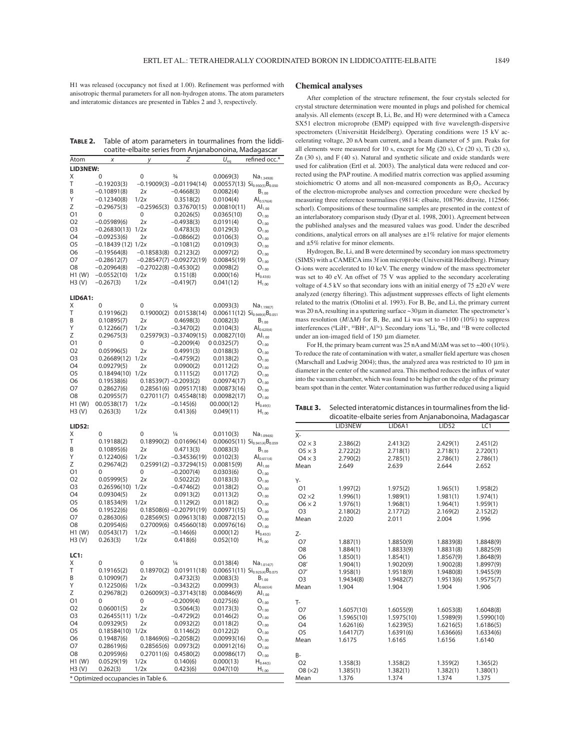H1 was released (occupancy not fixed at 1.00). Refinement was performed with anisotropic thermal parameters for all non-hydrogen atoms. The atom parameters and interatomic distances are presented in Tables 2 and 3, respectively.

**Table 2.** Table of atom parameters in tourmalines from the liddicoatite-elbaite series from Anjanabonoina, Madagascar

| Atom | *x* | *y* | *Z* | $U_{eq}$ | refined occ.* |
|---|---|---|---|---|---|
| **LID3NEW:** | | | | | |
| X | 0 | 0 | ¾ | 0.0069(3) | $Na_{1.349(8)}$ |
| T | −0.19203(3) | −0.19009(3) | −0.01194(14) | 0.00557(13) | $Si_{0.950(5)}B_{0.050}$ |
| B | −0.10891(8) | 2*x* | −0.4668(3) | 0.0082(4) | $B_{1.00}$ |
| Y | −0.12340(8) | 1/2*x* | 0.3518(2) | 0.0104(4) | $Al_{0.576(4)}$ |
| Z | −0.29675(3) | −0.25965(3) | 0.37670(15) | 0.00810(11) | $Al_{1.00}$ |
| O1 | 0 | 0 | 0.2026(5) | 0.0365(10) | $O_{1.00}$ |
| O2 | −0.05989(6) | 2*x* | −0.4938(3) | 0.0191(4) | $O_{1.00}$ |
| O3 | −0.26830(13) | 1/2*x* | 0.4783(3) | 0.0129(3) | $O_{1.00}$ |
| O4 | −0.09253(6) | 2*x* | −0.0866(2) | 0.0106(3) | $O_{1.00}$ |
| O5 | −0.18439 (12) | 1/2*x* | −0.1081(2) | 0.0109(3) | $O_{1.00}$ |
| O6 | −0.19564(8) | −0.18583(8) | 0.2123(2) | 0.0097(2) | $O_{1.00}$ |
| O7 | −0.28612(7) | −0.28547(7) | −0.09272(19) | 0.00845(19) | $O_{1.00}$ |
| O8 | −0.20964(8) | −0.27022(8) | −0.4530(2) | 0.0098(2) | $O_{1.00}$ |
| H1 (W) | −0.0552(10) | 1/2*x* | 0.151(8) | 0.000(16) | $H_{0.43(6)}$ |
| H3 (V) | −0.267(3) | 1/2*x* | −0.419(7) | 0.041(12) | $H_{1.00}$ |
| **LID6A1:** | | | | | |
| X | 0 | 0 | ¼ | 0.0093(3) | $Na_{1.198(7)}$ |
| T | 0.19196(2) | 0.19000(2) | 0.01538(14) | 0.00611(12) | $Si_{0.949(4)}B_{0.051}$ |
| B | 0.10895(7) | 2*x* | 0.4698(3) | 0.0082(3) | $B_{1.00}$ |
| Y | 0.12266(7) | 1/2*x* | −0.3470(2) | 0.0104(3) | $Al_{0.620(4)}$ |
| Z | 0.29675(3) | 0.25979(3) | −0.37409(15) | 0.00827(10) | $Al_{1.00}$ |
| O1 | 0 | 0 | −0.2009(4) | 0 0.0325(7) | $O_{1.00}$ |
| O2 | 0.05996(5) | 2*x* | 0.4991(3) | 0.0188(3) | $O_{1.00}$ |
| O3 | 0.26689(12) | 1/2*x* | −0.4759(2) | 0.0138(2) | $O_{1.00}$ |
| O4 | 0.09279(5) | 2*x* | 0.0900(2) | 0.0112(2) | $O_{1.00}$ |
| O5 | 0.18494(10) | 1/2*x* | 0.1115(2) | 0.0117(2) | $O_{1.00}$ |
| O6 | 0.19538(6) | 0.18539(7) | −0.2093(2) | 0.00974(17) | $O_{1.00}$ |
| O7 | 0.28627(6) | 0.28561(6) | 0.09517(18) | 0.00873(16) | $O_{1.00}$ |
| O8 | 0.20955(7) | 0.27011(7) | 0.45548(18) | 0.00982(17) | $O_{1.00}$ |
| H1 (W) | 00.0538(17) | 1/2*x* | −0.145(6) | 00.000(12) | $H_{0.49(5)}$ |
| H3 (V) | 0.263(3) | 1/2*x* | 0.413(6) | 0.049(11) | $H_{1.00}$ |
| **LID52:** | | | | | |
| X | 0 | 0 | ¼ | 0.0110(3) | $Na_{1.094(6)}$ |
| T | 0.19188(2) | 0.18990(2) | 0.01696(14) | 0.00605(11) | $Si_{0.941(4)}B_{0.059}$ |
| B | 0.10895(6) | 2*x* | 0.4713(3) | 0.0083(3) | $B_{1.00}$ |
| Y | 0.12240(6) | 1/2*x* | −0.34536(19) | 0.0102(3) | $Al_{0.651(4)}$ |
| Z | 0.29674(2) | 0.25991(2) | −0.37294(15) | 0.00815(9) | $Al_{1.00}$ |
| O1 | 0 | 0 | −0.2007(4) | 0.0303(6) | $O_{1.00}$ |
| O2 | 0.05999(5) | 2*x* | 0.5022(2) | 0.0183(2) | $O_{1.00}$ |
| O3 | 0.26596(10) | 1/2*x* | −0.4746(2) | 0.0138(2) | $O_{1.00}$ |
| O4 | 0.09304(5) | 2*x* | 0.0913(2) | 0.0113(2) | $O_{1.00}$ |
| O5 | 0.18534(9) | 1/2*x* | 0.1129(2) | 0.0118(2) | $O_{1.00}$ |
| O6 | 0.19522(6) | 0.18508(6) | −0.20791(19) | 0.00971(15) | $O_{1.00}$ |
| O7 | 0.28630(6) | 0.28569(5) | 0.09613(18) | 0.00872(15) | $O_{1.00}$ |
| O8 | 0.20954(6) | 0.27009(6) | 0.45660(18) | 0.00976(16) | $O_{1.00}$ |
| H1 (W) | 0.0543(17) | 1/2*x* | −0.146(6) | 0.000(12) | $H_{0.45(5)}$ |
| H3 (V) | 0.263(3) | 1/2*x* | 0.418(6) | 0.052(10) | $H_{1.00}$ |
| **LC1:** | | | | | |
| X | 0 | 0 | ¼ | 0.0138(4) | $Na_{1.014(7)}$ |
| T | 0.19165(2) | 0.18970(2) | 0.01911(18) | 0.00651(11) | $Si_{0.925(4)}B_{0.075}$ |
| B | 0.10909(7) | 2*x* | 0.4732(3) | 0.0083(3) | $B_{1.00}$ |
| Y | 0.12250(6) | 1/2*x* | −0.3432(2) | 0.0099(3) | $Al_{0.665(4)}$ |
| Z | 0.29678(2) | 0.26009(3) | −0.37143(18) | 0.00846(9) | $Al_{1.00}$ |
| O1 | 0 | 0 | −0.2009(4) | 0.0275(6) | $O_{1.00}$ |
| O2 | 0.06001(5) | 2*x* | 0.5064(3) | 0.0173(3) | $O_{1.00}$ |
| O3 | 0.26455(11) | 1/2*x* | −0.4729(2) | 0.0146(2) | $O_{1.00}$ |
| O4 | 0.09329(5) | 2*x* | 0.0932(2) | 0.0118(2) | $O_{1.00}$ |
| O5 | 0.18584(10) | 1/2*x* | 0.1146(2) | 0.0122(2) | $O_{1.00}$ |
| O6 | 0.19487(6) | 0.18469(6) | −0.2058(2) | 0.00993(16) | $O_{1.00}$ |
| O7 | 0.28619(6) | 0.28565(6) | 0.0973(2) | 0.00912(16) | $O_{1.00}$ |
| O8 | 0.20959(6) | 0.27011(6) | 0.4580(2) | 0.00986(17) | $O_{1.00}$ |
| H1 (W) | 0.0529(19) | 1/2*x* | 0.140(6) | 0.000(13) | $H_{0.44(5)}$ |
| H3 (V) | 0.262(3) | 1/2*x* | 0.423(6) | 0.047(10) | $H_{1.00}$ |

\* Optimized occupancies in Table 6.

## Chemical analyses

After completion of the structure refinement, the four crystals selected for crystal structure determination were mounted in plugs and polished for chemical analysis. All elements (except B, Li, Be, and H) were determined with a Cameca SX51 electron microprobe (EMP) equipped with five wavelength-dispersive spectrometers (Universität Heidelberg). Operating conditions were 15 kV accelerating voltage, 20 nA beam current, and a beam diameter of 5 μm. Peaks for all elements were measured for 10 s, except for Mg (20 s), Cr (20 s), Ti (20 s), Zn (30 s), and F (40 s). Natural and synthetic silicate and oxide standards were used for calibration (Ertl et al. 2003). The analytical data were reduced and corrected using the PAP routine. A modified matrix correction was applied assuming stoichiometric O atoms and all non-measured components as $B_2O_3$. Accuracy of the electron-microprobe analyses and correction procedure were checked by measuring three reference tourmalines (98114: elbaite, 108796: dravite, 112566: schorl). Compositions of these tourmaline samples are presented in the context of an interlaboratory comparison study (Dyar et al. 1998, 2001). Agreement between the published analyses and the measured values was good. Under the described conditions, analytical errors on all analyses are ±1% relative for major elements and ±5% relative for minor elements.

Hydrogen, Be, Li, and B were determined by secondary ion mass spectrometry (SIMS) with a CAMECA ims 3f ion microprobe (Universität Heidelberg). Primary O-ions were accelerated to 10 keV. The energy window of the mass spectrometer was set to 40 eV. An offset of 75 V was applied to the secondary accelerating voltage of 4.5 kV so that secondary ions with an initial energy of 75 ±20 eV were analyzed (energy filtering). This adjustment suppresses effects of light elements related to the matrix (Ottolini et al. 1993). For B, Be, and Li, the primary current was 20 nA, resulting in a sputtering surface ~30 μm in diameter. The spectrometer's mass resolution ($M/\Delta M$) for B, Be, and Li was set to ~1100 (10%) to suppress interferences ($^{6}LiH^{+}$, $^{10}BH^{+}$, $Al^{3+}$). Secondary ions $^{7}Li$, $^{9}Be$, and $^{11}B$ were collected under an ion-imaged field of 150 μm diameter.

For H, the primary beam current was 25 nA and $M/\Delta M$ was set to ~400 (10%). To reduce the rate of contamination with water, a smaller field aperture was chosen (Marschall and Ludwig 2004); thus, the analyzed area was restricted to 10 μm in diameter in the center of the scanned area. This method reduces the influx of water into the vacuum chamber, which was found to be higher on the edge of the primary beam spot than in the center. Water contamination was further reduced using a liquid

**Table 3.** Selected interatomic distances in tourmalines from the liddicoatite-elbaite series from Anjanabonoina, Madagascar

| | LID3NEW | LID6A1 | LID52 | LC1 |
|---|---|---|---|---|
| X- | | | | |
| O2 × 3 | 2.386(2) | 2.413(2) | 2.429(1) | 2.451(2) |
| O5 × 3 | 2.722(2) | 2.718(1) | 2.718(1) | 2.720(1) |
| O4 × 3 | 2.790(2) | 2.785(1) | 2.786(1) | 2.786(1) |
| Mean | 2.649 | 2.639 | 2.644 | 2.652 |
| Y- | | | | |
| O1 | 1.997(2) | 1.975(2) | 1.965(1) | 1.958(2) |
| O2 ×2 | 1.996(1) | 1.989(1) | 1.981(1) | 1.974(1) |
| O6 × 2 | 1.976(1) | 1.968(1) | 1.964(1) | 1.959(1) |
| O3 | 2.180(2) | 2.177(2) | 2.169(2) | 2.152(2) |
| Mean | 2.020 | 2.011 | 2.004 | 1.996 |
| Z- | | | | |
| O7 | 1.887(1) | 1.8850(9) | 1.8839(8) | 1.8848(9) |
| O8 | 1.884(1) | 1.8833(9) | 1.8831(8) | 1.8825(9) |
| O6 | 1.850(1) | 1.854(1) | 1.8567(9) | 1.8648(9) |
| O8′ | 1.904(1) | 1.9020(9) | 1.9002(8) | 1.8997(9) |
| O7′ | 1.958(1) | 1.9518(9) | 1.9480(8) | 1.9455(9) |
| O3 | 1.9434(8) | 1.9482(7) | 1.9513(6) | 1.9575(7) |
| Mean | 1.904 | 1.904 | 1.904 | 1.906 |
| T- | | | | |
| O7 | 1.6057(10) | 1.6055(9) | 1.6053(8) | 1.6048(8) |
| O6 | 1.5965(10) | 1.5975(10) | 1.5989(9) | 1.5990(10) |
| O4 | 1.6261(6) | 1.6239(5) | 1.6216(5) | 1.6186(5) |
| O5 | 1.6417(7) | 1.6391(6) | 1.6366(6) | 1.6334(6) |
| Mean | 1.6175 | 1.6165 | 1.6156 | 1.6140 |
| B- | | | | |
| O2 | 1.358(3) | 1.358(2) | 1.359(2) | 1.365(2) |
| O8 (×2) | 1.385(1) | 1.382(1) | 1.382(1) | 1.380(1) |
| Mean | 1.376 | 1.374 | 1.374 | 1.375 |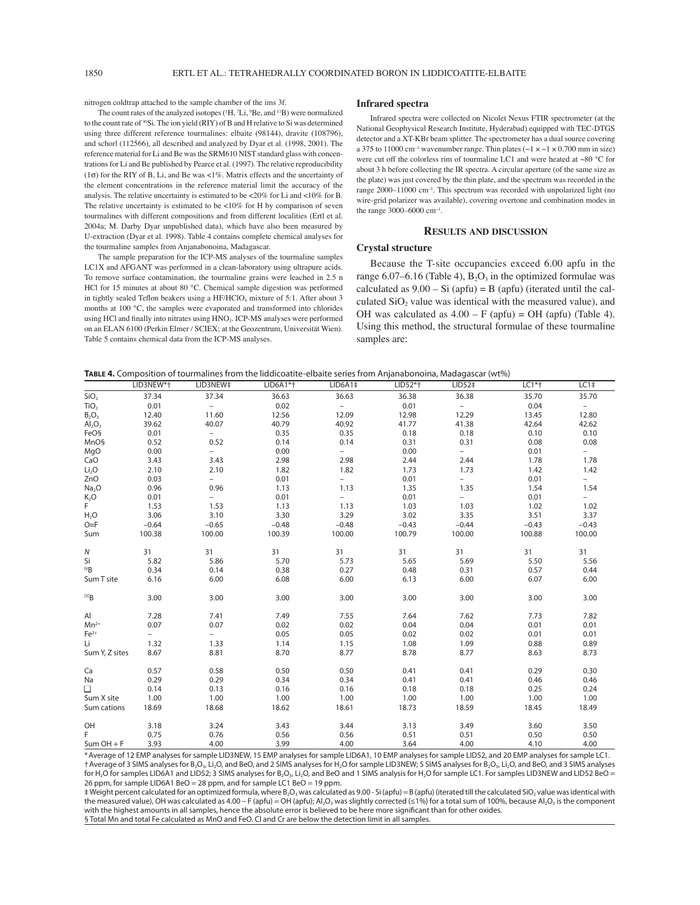nitrogen coldtrap attached to the sample chamber of the ims 3f.

The count rates of the analyzed isotopes ($^{1}H$, $^{7}Li$, $^{9}Be$, and $^{11}B$) were normalized to the count rate of $^{30}Si$. The ion yield (RIY) of B and H relative to Si was determined using three different reference tourmalines: elbaite (98144), dravite (108796), and schorl (112566), all described and analyzed by Dyar et al. (1998, 2001). The reference material for Li and Be was the SRM610 NIST standard glass with concentrations for Li and Be published by Pearce et al. (1997). The relative reproducibility (1σ) for the RIY of B, Li, and Be was <1%. Matrix effects and the uncertainty of the element concentrations in the reference material limit the accuracy of the analysis. The relative uncertainty is estimated to be <20% for Li and <10% for B. The relative uncertainty is estimated to be <10% for H by comparison of seven tourmalines with different compositions and from different localities (Ertl et al. 2004a; M. Darby Dyar unpublished data), which have also been measured by U-extraction (Dyar et al. 1998). Table 4 contains complete chemical analyses for the tourmaline samples from Anjanabonoina, Madagascar.

The sample preparation for the ICP-MS analyses of the tourmaline samples LC1X and AFGANT was performed in a clean-laboratory using ultrapure acids. To remove surface contamination, the tourmaline grains were leached in 2.5 n HCl for 15 minutes at about 80 °C. Chemical sample digestion was performed in tightly sealed Teflon beakers using a $HF/HClO_4$ mixture of 5:1. After about 3 months at 100 °C, the samples were evaporated and transformed into chlorides using HCl and finally into nitrates using $HNO_3$. ICP-MS analyses were performed on an ELAN 6100 (Perkin Elmer / SCIEX; at the Geozentrum, Universität Wien). Table 5 contains chemical data from the ICP-MS analyses.

### Infrared spectra

Infrared spectra were collected on Nicolet Nexus FTIR spectrometer (at the National Geophysical Research Institute, Hyderabad) equipped with TEC-DTGS detector and a XT-KBr beam splitter. The spectrometer has a dual source covering a 375 to 11000 $cm^{-1}$ wavenumber range. Thin plates (~1 × ~1 × 0.700 mm in size) were cut off the colorless rim of tourmaline LC1 and were heated at ~80 °C for about 3 h before collecting the IR spectra. A circular aperture (of the same size as the plate) was just covered by the thin plate, and the spectrum was recorded in the range 2000–11000 $cm^{-1}$. This spectrum was recorded with unpolarized light (no wire-grid polarizer was available), covering overtone and combination modes in the range 3000–6000 $cm^{-1}$.

## Results and discussion

### Crystal structure

Because the T-site occupancies exceed 6.00 apfu in the range 6.07–6.16 (Table 4), $B_2O_3$ in the optimized formulae was calculated as 9.00 – Si (apfu) = B (apfu) (iterated until the calculated $SiO_2$ value was identical with the measured value), and OH was calculated as 4.00 – F (apfu) = OH (apfu) (Table 4). Using this method, the structural formulae of these tourmaline samples are:

**Table 4.** Composition of tourmalines from the liddicoatite-elbaite series from Anjanabonoina, Madagascar (wt%)

| | LID3NEW*† | LID3NEW‡ | LID6A1*† | LID6A1‡ | LID52*† | LID52‡ | LC1*† | LC1‡ |
|---|---|---|---|---|---|---|---|---|
| $SiO_2$ | 37.34 | 37.34 | 36.63 | 36.63 | 36.38 | 36.38 | 35.70 | 35.70 |
| $TiO_2$ | 0.01 | – | 0.02 | – | 0.01 | – | 0.04 | – |
| $B_2O_3$ | 12.40 | 11.60 | 12.56 | 12.09 | 12.98 | 12.29 | 13.45 | 12.80 |
| $Al_2O_3$ | 39.62 | 40.07 | 40.79 | 40.92 | 41.77 | 41.38 | 42.64 | 42.62 |
| FeO§ | 0.01 | – | 0.35 | 0.35 | 0.18 | 0.18 | 0.10 | 0.10 |
| MnO§ | 0.52 | 0.52 | 0.14 | 0.14 | 0.31 | 0.31 | 0.08 | 0.08 |
| MgO | 0.00 | – | 0.00 | – | 0.00 | – | 0.01 | – |
| CaO | 3.43 | 3.43 | 2.98 | 2.98 | 2.44 | 2.44 | 1.78 | 1.78 |
| $Li_2O$ | 2.10 | 2.10 | 1.82 | 1.82 | 1.73 | 1.73 | 1.42 | 1.42 |
| ZnO | 0.03 | – | 0.01 | – | 0.01 | – | 0.01 | – |
| $Na_2O$ | 0.96 | 0.96 | 1.13 | 1.13 | 1.35 | 1.35 | 1.54 | 1.54 |
| $K_2O$ | 0.01 | – | 0.01 | – | 0.01 | – | 0.01 | – |
| F | 1.53 | 1.53 | 1.13 | 1.13 | 1.03 | 1.03 | 1.02 | 1.02 |
| $H_2O$ | 3.06 | 3.10 | 3.30 | 3.29 | 3.02 | 3.35 | 3.51 | 3.37 |
| O≡F | –0.64 | –0.65 | –0.48 | –0.48 | –0.43 | –0.44 | –0.43 | –0.43 |
| Sum | 100.38 | 100.00 | 100.39 | 100.00 | 100.79 | 100.00 | 100.88 | 100.00 |
| *N* | 31 | 31 | 31 | 31 | 31 | 31 | 31 | 31 |
| Si | 5.82 | 5.86 | 5.70 | 5.73 | 5.65 | 5.69 | 5.50 | 5.56 |
| $^{IV}B$ | 0.34 | 0.14 | 0.38 | 0.27 | 0.48 | 0.31 | 0.57 | 0.44 |
| Sum T site | 6.16 | 6.00 | 6.08 | 6.00 | 6.13 | 6.00 | 6.07 | 6.00 |
| $^{[3]}B$ | 3.00 | 3.00 | 3.00 | 3.00 | 3.00 | 3.00 | 3.00 | 3.00 |
| Al | 7.28 | 7.41 | 7.49 | 7.55 | 7.64 | 7.62 | 7.73 | 7.82 |
| $Mn^{2+}$ | 0.07 | 0.07 | 0.02 | 0.02 | 0.04 | 0.04 | 0.01 | 0.01 |
| $Fe^{2+}$ | – | – | 0.05 | 0.05 | 0.02 | 0.02 | 0.01 | 0.01 |
| Li | 1.32 | 1.33 | 1.14 | 1.15 | 1.08 | 1.09 | 0.88 | 0.89 |
| Sum Y, Z sites | 8.67 | 8.81 | 8.70 | 8.77 | 8.78 | 8.77 | 8.63 | 8.73 |
| Ca | 0.57 | 0.58 | 0.50 | 0.50 | 0.41 | 0.41 | 0.29 | 0.30 |
| Na | 0.29 | 0.29 | 0.34 | 0.34 | 0.41 | 0.41 | 0.46 | 0.46 |
| □ | 0.14 | 0.13 | 0.16 | 0.16 | 0.18 | 0.18 | 0.25 | 0.24 |
| Sum X site | 1.00 | 1.00 | 1.00 | 1.00 | 1.00 | 1.00 | 1.00 | 1.00 |
| Sum cations | 18.69 | 18.68 | 18.62 | 18.61 | 18.73 | 18.59 | 18.45 | 18.49 |
| OH | 3.18 | 3.24 | 3.43 | 3.44 | 3.13 | 3.49 | 3.60 | 3.50 |
| F | 0.75 | 0.76 | 0.56 | 0.56 | 0.51 | 0.51 | 0.50 | 0.50 |
| Sum OH + F | 3.93 | 4.00 | 3.99 | 4.00 | 3.64 | 4.00 | 4.10 | 4.00 |

\* Average of 12 EMP analyses for sample LID3NEW, 15 EMP analyses for sample LID6A1, 10 EMP analyses for sample LID52, and 20 EMP analyses for sample LC1.
† Average of 3 SIMS analyses for $B_2O_3$, $Li_2O$, and BeO, and 2 SIMS analyses for $H_2O$ for sample LID3NEW; 5 SIMS analyses for $B_2O_3$, $Li_2O$, and BeO, and 3 SIMS analyses for $H_2O$ for samples LID6A1 and LID52; 3 SIMS analyses for $B_2O_3$, $Li_2O$, and BeO and 1 SIMS analysis for $H_2O$ for sample LC1. For samples LID3NEW and LID52 BeO = 26 ppm, for sample LID6A1 BeO = 28 ppm, and for sample LC1 BeO = 19 ppm.
‡ Weight percent calculated for an optimized formula, where $B_2O_3$ was calculated as 9.00 - Si (apfu) = B (apfu) (iterated till the calculated $SiO_2$ value was identical with the measured value), OH was calculated as 4.00 – F (apfu) = OH (apfu); $Al_2O_3$ was slightly corrected (≤1%) for a total sum of 100%, because $Al_2O_3$ is the component with the highest amounts in all samples, hence the absolute error is believed to be here more significant than for other oxides.
§ Total Mn and total Fe calculated as MnO and FeO. Cl and Cr are below the detection limit in all samples.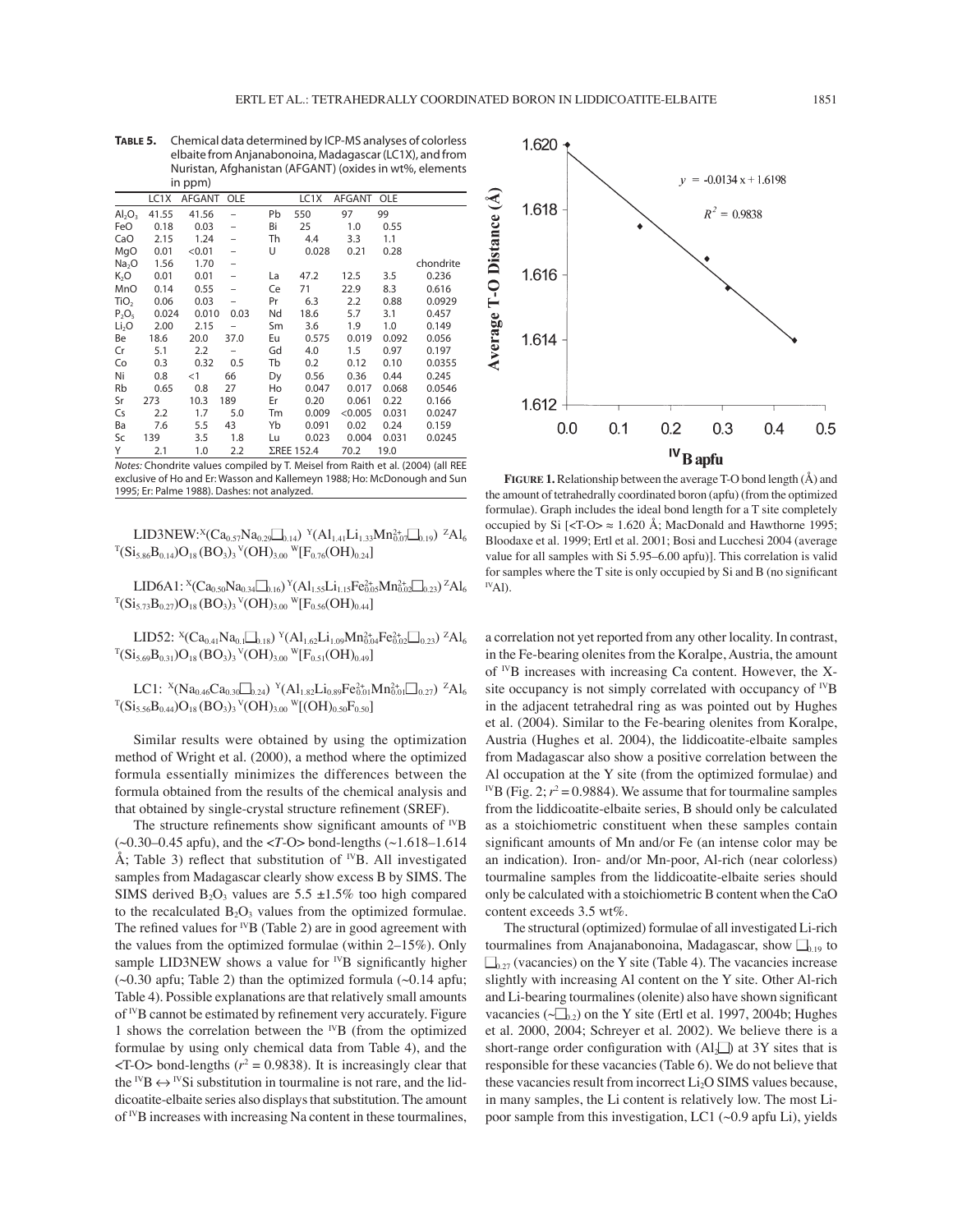**TABLE 5.** Chemical data determined by ICP-MS analyses of colorless elbaite from Anjanabonoina, Madagascar (LC1X), and from Nuristan, Afghanistan (AFGANT) (oxides in wt%, elements in ppm)

| | LC1X | AFGANT | OLE | | LC1X | AFGANT | OLE | |
|---|---|---|---|---|---|---|---|---|
| $Al_2O_3$ | 41.55 | 41.56 | – | Pb | 550 | 97 | 99 | |
| FeO | 0.18 | 0.03 | – | Bi | 25 | 1.0 | 0.55 | |
| CaO | 2.15 | 1.24 | – | Th | 4.4 | 3.3 | 1.1 | |
| MgO | 0.01 | <0.01 | – | U | 0.028 | 0.21 | 0.28 | |
| $Na_2O$ | 1.56 | 1.70 | – | | | | | chondrite |
| $K_2O$ | 0.01 | 0.01 | – | La | 47.2 | 12.5 | 3.5 | 0.236 |
| MnO | 0.14 | 0.55 | – | Ce | 71 | 22.9 | 8.3 | 0.616 |
| $TiO_2$ | 0.06 | 0.03 | – | Pr | 6.3 | 2.2 | 0.88 | 0.0929 |
| $P_2O_5$ | 0.024 | 0.010 | 0.03 | Nd | 18.6 | 5.7 | 3.1 | 0.457 |
| $Li_2O$ | 2.00 | 2.15 | – | Sm | 3.6 | 1.9 | 1.0 | 0.149 |
| Be | 18.6 | 20.0 | 37.0 | Eu | 0.575 | 0.019 | 0.092 | 0.056 |
| Cr | 5.1 | 2.2 | – | Gd | 4.0 | 1.5 | 0.97 | 0.197 |
| Co | 0.3 | 0.32 | 0.5 | Tb | 0.2 | 0.12 | 0.10 | 0.0355 |
| Ni | 0.8 | <1 | 66 | Dy | 0.56 | 0.36 | 0.44 | 0.245 |
| Rb | 0.65 | 0.8 | 27 | Ho | 0.047 | 0.017 | 0.068 | 0.0546 |
| Sr | 273 | 10.3 | 189 | Er | 0.20 | 0.061 | 0.22 | 0.166 |
| Cs | 2.2 | 1.7 | 5.0 | Tm | 0.009 | <0.005 | 0.031 | 0.0247 |
| Ba | 7.6 | 5.5 | 43 | Yb | 0.091 | 0.02 | 0.24 | 0.159 |
| Sc | 139 | 3.5 | 1.8 | Lu | 0.023 | 0.004 | 0.031 | 0.0245 |
| Y | 2.1 | 1.0 | 2.2 | ΣREE | 152.4 | 70.2 | 19.0 | |

*Notes:* Chondrite values compiled by T. Meisel from Raith et al. (2004) (all REE exclusive of Ho and Er: Wasson and Kallemeyn 1988; Ho: McDonough and Sun 1995; Er: Palme 1988). Dashes: not analyzed.

LID3NEW: $^{X}(Ca_{0.57}Na_{0.29}\square_{0.14})$ $^{Y}(Al_{1.41}Li_{1.33}Mn^{2+}_{0.07}\square_{0.19})$ $^{Z}Al_6$ $^{T}(Si_{5.86}B_{0.14})O_{18}(BO_3)_3$ $^{V}(OH)_{3.00}$ $^{W}[F_{0.76}(OH)_{0.24}]$

LID6A1: $^{X}(Ca_{0.50}Na_{0.34}\square_{0.16})$ $^{Y}(Al_{1.55}Li_{1.15}Fe^{2+}_{0.05}Mn^{2+}_{0.02}\square_{0.23})$ $^{Z}Al_6$ $^{T}(Si_{5.73}B_{0.27})O_{18}(BO_3)_3$ $^{V}(OH)_{3.00}$ $^{W}[F_{0.56}(OH)_{0.44}]$

LID52: $^{X}(Ca_{0.41}Na_{0.41}\square_{0.18})$ $^{Y}(Al_{1.62}Li_{1.09}Mn^{2+}_{0.04}Fe^{2+}_{0.02}\square_{0.23})$ $^{Z}Al_6$ $^{T}(Si_{5.69}B_{0.31})O_{18}(BO_3)_3$ $^{V}(OH)_{3.00}$ $^{W}[F_{0.51}(OH)_{0.49}]$

LC1: $^{X}(Na_{0.46}Ca_{0.30}\square_{0.24})$ $^{Y}(Al_{1.82}Li_{0.89}Fe^{2+}_{0.01}Mn^{2+}_{0.01}\square_{0.27})$ $^{Z}Al_6$ $^{T}(Si_{5.56}B_{0.44})O_{18}(BO_3)_3$ $^{V}(OH)_{3.00}$ $^{W}[(OH)_{0.50}F_{0.50}]$

Similar results were obtained by using the optimization method of Wright et al. (2000), a method where the optimized formula essentially minimizes the differences between the formula obtained from the results of the chemical analysis and that obtained by single-crystal structure refinement (SREF).

The structure refinements show significant amounts of $^{IV}B$ (~0.30–0.45 apfu), and the <*T*-O> bond-lengths (~1.618–1.614 Å; Table 3) reflect that substitution of $^{IV}B$. All investigated samples from Madagascar clearly show excess B by SIMS. The SIMS derived $B_2O_3$ values are 5.5 ±1.5% too high compared to the recalculated $B_2O_3$ values from the optimized formulae. The refined values for $^{IV}B$ (Table 2) are in good agreement with the values from the optimized formulae (within 2–15%). Only sample LID3NEW shows a value for $^{IV}B$ significantly higher (~0.30 apfu; Table 2) than the optimized formula (~0.14 apfu; Table 4). Possible explanations are that relatively small amounts of $^{IV}B$ cannot be estimated by refinement very accurately. Figure 1 shows the correlation between the $^{IV}B$ (from the optimized formulae by using only chemical data from Table 4), and the <T-O> bond-lengths ($r^2 = 0.9838$). It is increasingly clear that the $^{IV}B \leftrightarrow {}^{IV}Si$ substitution in tourmaline is not rare, and the liddicoatite-elbaite series also displays that substitution. The amount of $^{IV}B$ increases with increasing Na content in these tourmalines, a correlation not yet reported from any other locality. In contrast, in the Fe-bearing olenites from the Koralpe, Austria, the amount of $^{IV}B$ increases with increasing Ca content. However, the X-site occupancy is not simply correlated with occupancy of $^{IV}B$ in the adjacent tetrahedral ring as was pointed out by Hughes et al. (2004). Similar to the Fe-bearing olenites from Koralpe, Austria (Hughes et al. 2004), the liddicoatite-elbaite samples from Madagascar also show a positive correlation between the Al occupation at the Y site (from the optimized formulae) and $^{IV}B$ (Fig. 2; $r^2 = 0.9884$). We assume that for tourmaline samples from the liddicoatite-elbaite series, B should only be calculated as a stoichiometric constituent when these samples contain significant amounts of Mn and/or Fe (an intense color may be an indication). Iron- and/or Mn-poor, Al-rich (near colorless) tourmaline samples from the liddicoatite-elbaite series should only be calculated with a stoichiometric B content when the CaO content exceeds 3.5 wt%.

**FIGURE 1.** Relationship between the average T-O bond length (Å) and the amount of tetrahedrally coordinated boron (apfu) (from the optimized formulae). Graph includes the ideal bond length for a T site completely occupied by Si [<T-O> ≈ 1.620 Å; MacDonald and Hawthorne 1995; Bloodaxe et al. 1999; Ertl et al. 2001; Bosi and Lucchesi 2004 (average value for all samples with Si 5.95–6.00 apfu)]. This correlation is valid for samples where the T site is only occupied by Si and B (no significant $^{IV}Al$).

The structural (optimized) formulae of all investigated Li-rich tourmalines from Anjanabonoina, Madagascar, show $\square_{0.19}$ to $\square_{0.27}$ (vacancies) on the Y site (Table 4). The vacancies increase slightly with increasing Al content on the Y site. Other Al-rich and Li-bearing tourmalines (olenite) also have shown significant vacancies (~$\square_{0.2}$) on the Y site (Ertl et al. 1997, 2004b; Hughes et al. 2000, 2004; Schreyer et al. 2002). We believe there is a short-range order configuration with $(Al_2\square)$ at 3Y sites that is responsible for these vacancies (Table 6). We do not believe that these vacancies result from incorrect $Li_2O$ SIMS values because, in many samples, the Li content is relatively low. The most Li-poor sample from this investigation, LC1 (~0.9 apfu Li), yields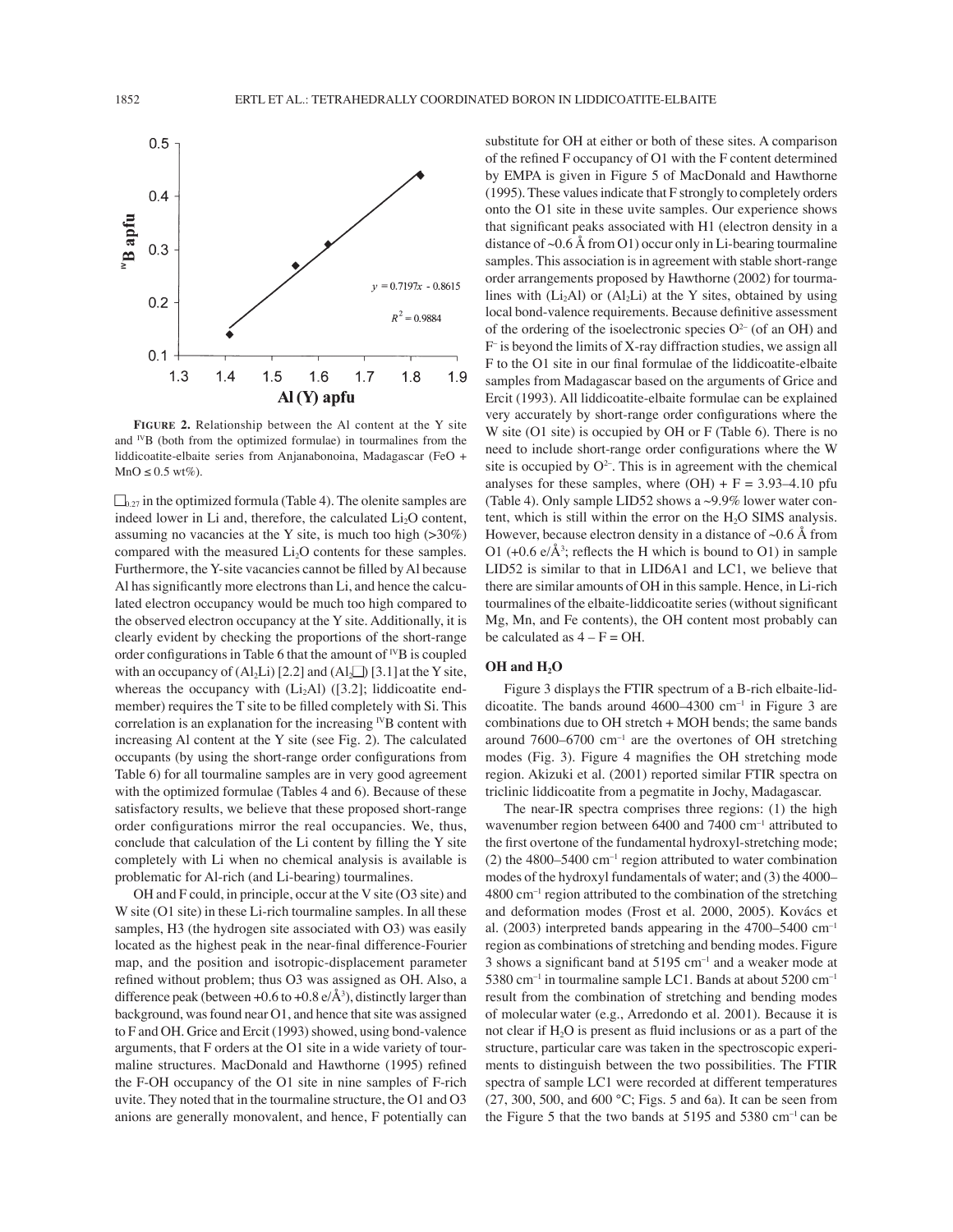FIGURE 2. Relationship between the Al content at the Y site and $^{IV}B$ (both from the optimized formulae) in tourmalines from the liddicoatite-elbaite series from Anjanabonoina, Madagascar (FeO + MnO ≤ 0.5 wt%).

$\square_{0.27}$ in the optimized formula (Table 4). The olenite samples are indeed lower in Li and, therefore, the calculated $Li_2O$ content, assuming no vacancies at the Y site, is much too high (>30%) compared with the measured $Li_2O$ contents for these samples. Furthermore, the Y-site vacancies cannot be filled by Al because Al has significantly more electrons than Li, and hence the calculated electron occupancy would be much too high compared to the observed electron occupancy at the Y site. Additionally, it is clearly evident by checking the proportions of the short-range order configurations in Table 6 that the amount of $^{IV}B$ is coupled with an occupancy of ($Al_2Li$) [2.2] and ($Al_2\square$) [3.1] at the Y site, whereas the occupancy with ($Li_2Al$) ([3.2]; liddicoatite end-member) requires the T site to be filled completely with Si. This correlation is an explanation for the increasing $^{IV}B$ content with increasing Al content at the Y site (see Fig. 2). The calculated occupants (by using the short-range order configurations from Table 6) for all tourmaline samples are in very good agreement with the optimized formulae (Tables 4 and 6). Because of these satisfactory results, we believe that these proposed short-range order configurations mirror the real occupancies. We, thus, conclude that calculation of the Li content by filling the Y site completely with Li when no chemical analysis is available is problematic for Al-rich (and Li-bearing) tourmalines.

OH and F could, in principle, occur at the V site (O3 site) and W site (O1 site) in these Li-rich tourmaline samples. In all these samples, H3 (the hydrogen site associated with O3) was easily located as the highest peak in the near-final difference-Fourier map, and the position and isotropic-displacement parameter refined without problem; thus O3 was assigned as OH. Also, a difference peak (between +0.6 to +0.8 e/Å$^3$), distinctly larger than background, was found near O1, and hence that site was assigned to F and OH. Grice and Ercit (1993) showed, using bond-valence arguments, that F orders at the O1 site in a wide variety of tourmaline structures. MacDonald and Hawthorne (1995) refined the F-OH occupancy of the O1 site in nine samples of F-rich uvite. They noted that in the tourmaline structure, the O1 and O3 anions are generally monovalent, and hence, F potentially can substitute for OH at either or both of these sites. A comparison of the refined F occupancy of O1 with the F content determined by EMPA is given in Figure 5 of MacDonald and Hawthorne (1995). These values indicate that F strongly to completely orders onto the O1 site in these uvite samples. Our experience shows that significant peaks associated with H1 (electron density in a distance of ~0.6 Å from O1) occur only in Li-bearing tourmaline samples. This association is in agreement with stable short-range order arrangements proposed by Hawthorne (2002) for tourmalines with ($Li_2Al$) or ($Al_2Li$) at the Y sites, obtained by using local bond-valence requirements. Because definitive assessment of the ordering of the isoelectronic species $O^{2-}$ (of an OH) and $F^-$ is beyond the limits of X-ray diffraction studies, we assign all F to the O1 site in our final formulae of the liddicoatite-elbaite samples from Madagascar based on the arguments of Grice and Ercit (1993). All liddicoatite-elbaite formulae can be explained very accurately by short-range order configurations where the W site (O1 site) is occupied by OH or F (Table 6). There is no need to include short-range order configurations where the W site is occupied by $O^{2-}$. This is in agreement with the chemical analyses for these samples, where (OH) + F = 3.93–4.10 pfu (Table 4). Only sample LID52 shows a ~9.9% lower water content, which is still within the error on the $H_2O$ SIMS analysis. However, because electron density in a distance of ~0.6 Å from O1 (+0.6 e/Å$^3$; reflects the H which is bound to O1) in sample LID52 is similar to that in LID6A1 and LC1, we believe that there are similar amounts of OH in this sample. Hence, in Li-rich tourmalines of the elbaite-liddicoatite series (without significant Mg, Mn, and Fe contents), the OH content most probably can be calculated as 4 – F = OH.

## OH and $H_2O$

Figure 3 displays the FTIR spectrum of a B-rich elbaite-liddicoatite. The bands around 4600–4300 cm$^{-1}$ in Figure 3 are combinations due to OH stretch + MOH bends; the same bands around 7600–6700 cm$^{-1}$ are the overtones of OH stretching modes (Fig. 3). Figure 4 magnifies the OH stretching mode region. Akizuki et al. (2001) reported similar FTIR spectra on triclinic liddicoatite from a pegmatite in Jochy, Madagascar.

The near-IR spectra comprises three regions: (1) the high wavenumber region between 6400 and 7400 cm$^{-1}$ attributed to the first overtone of the fundamental hydroxyl-stretching mode; (2) the 4800–5400 cm$^{-1}$ region attributed to water combination modes of the hydroxyl fundamentals of water; and (3) the 4000–4800 cm$^{-1}$ region attributed to the combination of the stretching and deformation modes (Frost et al. 2000, 2005). Kovács et al. (2003) interpreted bands appearing in the 4700–5400 cm$^{-1}$ region as combinations of stretching and bending modes. Figure 3 shows a significant band at 5195 cm$^{-1}$ and a weaker mode at 5380 cm$^{-1}$ in tourmaline sample LC1. Bands at about 5200 cm$^{-1}$ result from the combination of stretching and bending modes of molecular water (e.g., Arredondo et al. 2001). Because it is not clear if $H_2O$ is present as fluid inclusions or as a part of the structure, particular care was taken in the spectroscopic experiments to distinguish between the two possibilities. The FTIR spectra of sample LC1 were recorded at different temperatures (27, 300, 500, and 600 °C; Figs. 5 and 6a). It can be seen from the Figure 5 that the two bands at 5195 and 5380 cm$^{-1}$ can be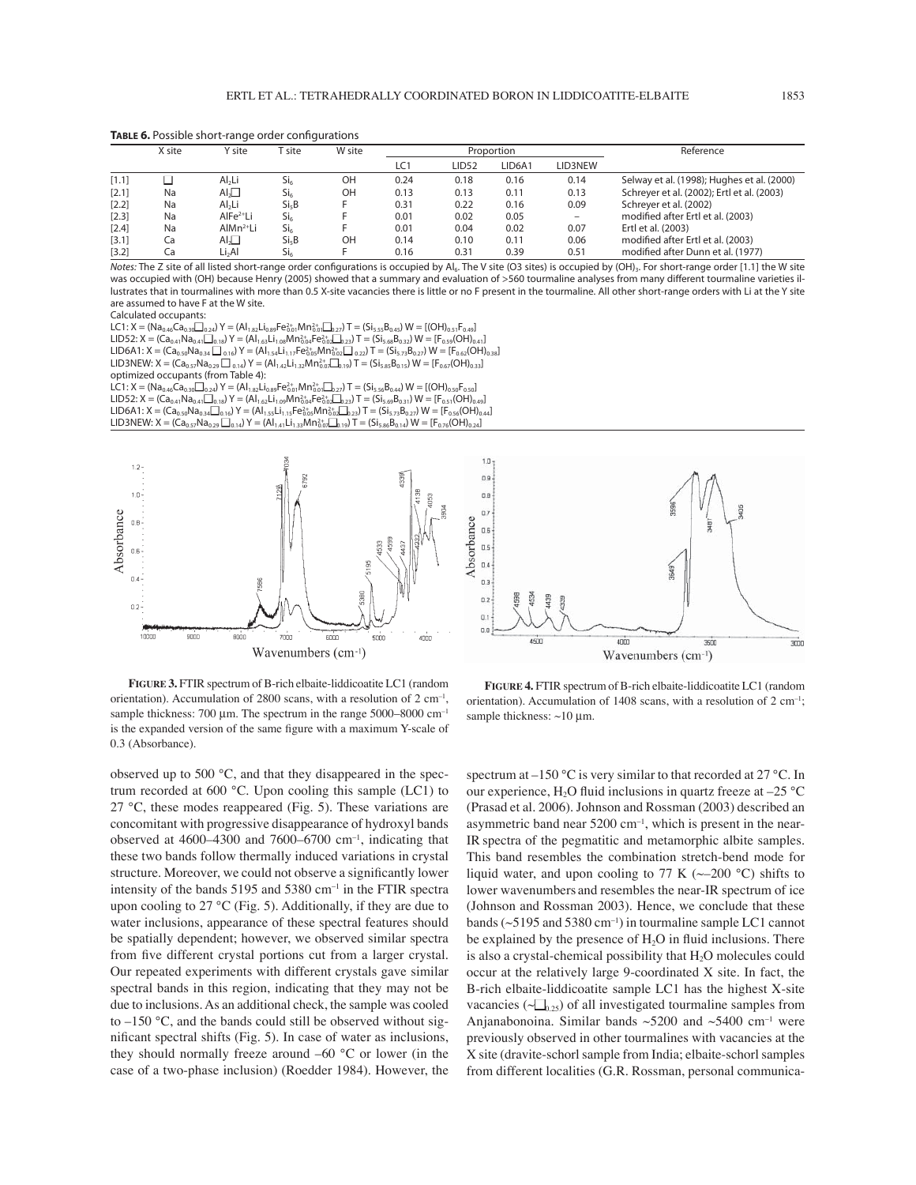**TABLE 6.** Possible short-range order configurations

| | X site | Y site | T site | W site | Proportion | | | | Reference |
|---|---|---|---|---|---|---|---|---|---|
| | | | | | LC1 | LID52 | LID6A1 | LID3NEW | |
| [1.1] | □ | $Al_2Li$ | $Si_6$ | OH | 0.24 | 0.18 | 0.16 | 0.14 | Selway et al. (1998); Hughes et al. (2000) |
| [2.1] | Na | $Al_2$□ | $Si_6$ | OH | 0.13 | 0.13 | 0.11 | 0.13 | Schreyer et al. (2002); Ertl et al. (2003) |
| [2.2] | Na | $Al_2Li$ | $Si_5B$ | F | 0.31 | 0.22 | 0.16 | 0.09 | Schreyer et al. (2002) |
| [2.3] | Na | $AlFe^{2+}Li$ | $Si_6$ | F | 0.01 | 0.02 | 0.05 | – | modified after Ertl et al. (2003) |
| [2.4] | Na | $AlMn^{2+}Li$ | $Si_6$ | F | 0.01 | 0.04 | 0.02 | 0.07 | Ertl et al. (2003) |
| [3.1] | Ca | $Al_2$□ | $Si_5B$ | OH | 0.14 | 0.10 | 0.11 | 0.06 | modified after Ertl et al. (2003) |
| [3.2] | Ca | $Li_2Al$ | $Si_6$ | F | 0.16 | 0.31 | 0.39 | 0.51 | modified after Dunn et al. (1977) |

*Notes:* The Z site of all listed short-range order configurations is occupied by $Al_6$. The V site (O3 sites) is occupied by $(OH)_3$. For short-range order [1.1] the W site was occupied with (OH) because Henry (2005) showed that a summary and evaluation of >560 tourmaline analyses from many different tourmaline varieties illustrates that in tourmalines with more than 0.5 X-site vacancies there is little or no F present in the tourmaline. All other short-range orders with Li at the Y site are assumed to have F at the W site.

Calculated occupants:

LC1: X = $(Na_{0.46}Ca_{0.30}\square_{0.24})$ Y = $(Al_{1.82}Li_{0.89}Fe^{2+}_{0.01}Mn^{2+}_{0.01}\square_{0.27})$ T = $(Si_{5.55}B_{0.45})$ W = $[(OH)_{0.51}F_{0.49}]$

LID52: X = $(Ca_{0.41}Na_{0.41}\square_{0.18})$ Y = $(Al_{1.63}Li_{1.08}Mn^{2+}_{0.04}Fe^{2+}_{0.02}\square_{0.23})$ T = $(Si_{5.68}B_{0.32})$ W = $[F_{0.59}(OH)_{0.41}]$

LID6A1: X = $(Ca_{0.50}Na_{0.34}\square_{0.16})$ Y = $(Al_{1.54}Li_{1.17}Fe^{2+}_{0.05}Mn^{2+}_{0.02}\square_{0.22})$ T = $(Si_{5.73}B_{0.27})$ W = $[F_{0.62}(OH)_{0.38}]$

LID3NEW: X = $(Ca_{0.57}Na_{0.29}\square_{0.14})$ Y = $(Al_{1.42}Li_{1.32}Mn^{2+}_{0.07}\square_{0.19})$ T = $(Si_{5.85}B_{0.15})$ W = $[F_{0.67}(OH)_{0.33}]$

optimized occupants (from Table 4):

LC1: X = $(Na_{0.46}Ca_{0.30}\square_{0.24})$ Y = $(Al_{1.82}Li_{0.89}Fe^{2+}_{0.01}Mn^{2+}_{0.01}\square_{0.27})$ T = $(Si_{5.56}B_{0.44})$ W = $[(OH)_{0.50}F_{0.50}]$

LID52: X = $(Ca_{0.41}Na_{0.41}\square_{0.18})$ Y = $(Al_{1.62}Li_{1.09}Mn^{2+}_{0.04}Fe^{2+}_{0.02}\square_{0.23})$ T = $(Si_{5.69}B_{0.31})$ W = $[F_{0.51}(OH)_{0.49}]$

LID6A1: X = $(Ca_{0.50}Na_{0.34}\square_{0.16})$ Y = $(Al_{1.55}Li_{1.15}Fe^{2+}_{0.05}Mn^{2+}_{0.02}\square_{0.23})$ T = $(Si_{5.73}B_{0.27})$ W = $[F_{0.56}(OH)_{0.44}]$

LID3NEW: X = $(Ca_{0.57}Na_{0.29}\square_{0.14})$ Y = $(Al_{1.41}Li_{1.33}Mn^{2+}_{0.07}\square_{0.19})$ T = $(Si_{5.86}B_{0.14})$ W = $[F_{0.76}(OH)_{0.24}]$

**FIGURE 3.** FTIR spectrum of B-rich elbaite-liddicoatite LC1 (random orientation). Accumulation of 2800 scans, with a resolution of 2 $cm^{-1}$, sample thickness: 700 µm. The spectrum in the range 5000–8000 $cm^{-1}$ is the expanded version of the same figure with a maximum Y-scale of 0.3 (Absorbance).

**FIGURE 4.** FTIR spectrum of B-rich elbaite-liddicoatite LC1 (random orientation). Accumulation of 1408 scans, with a resolution of 2 $cm^{-1}$; sample thickness: ~10 µm.

observed up to 500 °C, and that they disappeared in the spectrum recorded at 600 °C. Upon cooling this sample (LC1) to 27 °C, these modes reappeared (Fig. 5). These variations are concomitant with progressive disappearance of hydroxyl bands observed at 4600–4300 and 7600–6700 $cm^{-1}$, indicating that these two bands follow thermally induced variations in crystal structure. Moreover, we could not observe a significantly lower intensity of the bands 5195 and 5380 $cm^{-1}$ in the FTIR spectra upon cooling to 27 °C (Fig. 5). Additionally, if they are due to water inclusions, appearance of these spectral features should be spatially dependent; however, we observed similar spectra from five different crystal portions cut from a larger crystal. Our repeated experiments with different crystals gave similar spectral bands in this region, indicating that they may not be due to inclusions. As an additional check, the sample was cooled to –150 °C, and the bands could still be observed without significant spectral shifts (Fig. 5). In case of water as inclusions, they should normally freeze around –60 °C or lower (in the case of a two-phase inclusion) (Roedder 1984). However, the spectrum at –150 °C is very similar to that recorded at 27 °C. In our experience, $H_2O$ fluid inclusions in quartz freeze at –25 °C (Prasad et al. 2006). Johnson and Rossman (2003) described an asymmetric band near 5200 $cm^{-1}$, which is present in the near-IR spectra of the pegmatitic and metamorphic albite samples. This band resembles the combination stretch-bend mode for liquid water, and upon cooling to 77 K (~–200 °C) shifts to lower wavenumbers and resembles the near-IR spectrum of ice (Johnson and Rossman 2003). Hence, we conclude that these bands (~5195 and 5380 $cm^{-1}$) in tourmaline sample LC1 cannot be explained by the presence of $H_2O$ in fluid inclusions. There is also a crystal-chemical possibility that $H_2O$ molecules could occur at the relatively large 9-coordinated X site. In fact, the B-rich elbaite-liddicoatite sample LC1 has the highest X-site vacancies (~$\square_{0.25}$) of all investigated tourmaline samples from Anjanabonoina. Similar bands ~5200 and ~5400 $cm^{-1}$ were previously observed in other tourmalines with vacancies at the X site (dravite-schorl sample from India; elbaite-schorl samples from different localities (G.R. Rossman, personal communica-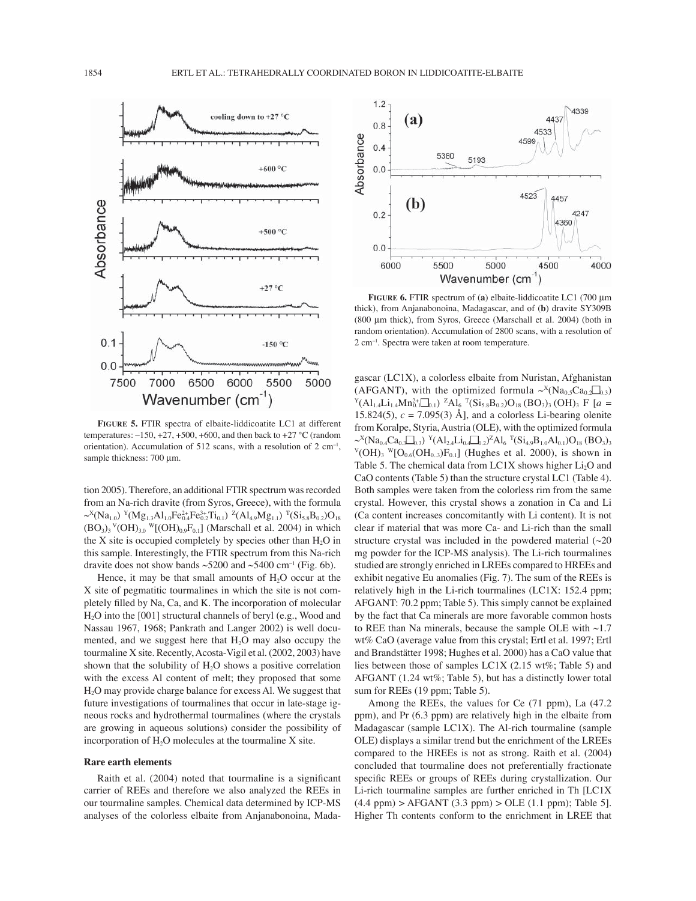**FIGURE 5.** FTIR spectra of elbaite-liddicoatite LC1 at different temperatures: –150, +27, +500, +600, and then back to +27 °C (random orientation). Accumulation of 512 scans, with a resolution of 2 $cm^{-1}$, sample thickness: 700 μm.

**FIGURE 6.** FTIR spectrum of (**a**) elbaite-liddicoatite LC1 (700 μm thick), from Anjanabonoina, Madagascar, and of (**b**) dravite SY309B (800 μm thick), from Syros, Greece (Marschall et al. 2004) (both in random orientation). Accumulation of 2800 scans, with a resolution of 2 $cm^{-1}$. Spectra were taken at room temperature.

tion 2005). Therefore, an additional FTIR spectrum was recorded from an Na-rich dravite (from Syros, Greece), with the formula $\sim^{X}(Na_{1.0})\ ^{Y}(Mg_{1.3}Al_{1.0}Fe^{2+}_{0.4}Fe^{3+}_{0.2}Ti_{0.1})\ ^{Z}(Al_{4.9}Mg_{1.1})\ ^{T}(Si_{5.8}B_{0.2})O_{18}(BO_3)_3\ ^{V}(OH)_{3.0}\ ^{W}[(OH)_{0.9}F_{0.1}]$ (Marschall et al. 2004) in which the X site is occupied completely by species other than $H_2O$ in this sample. Interestingly, the FTIR spectrum from this Na-rich dravite does not show bands ~5200 and ~5400 $cm^{-1}$ (Fig. 6b).

Hence, it may be that small amounts of $H_2O$ occur at the X site of pegmatitic tourmalines in which the site is not completely filled by Na, Ca, and K. The incorporation of molecular $H_2O$ into the [001] structural channels of beryl (e.g., Wood and Nassau 1967, 1968; Pankrath and Langer 2002) is well documented, and we suggest here that $H_2O$ may also occupy the tourmaline X site. Recently, Acosta-Vigil et al. (2002, 2003) have shown that the solubility of $H_2O$ shows a positive correlation with the excess Al content of melt; they proposed that some $H_2O$ may provide charge balance for excess Al. We suggest that future investigations of tourmalines that occur in late-stage igneous rocks and hydrothermal tourmalines (where the crystals are growing in aqueous solutions) consider the possibility of incorporation of $H_2O$ molecules at the tourmaline X site.

### Rare earth elements

Raith et al. (2004) noted that tourmaline is a significant carrier of REEs and therefore we also analyzed the REEs in our tourmaline samples. Chemical data determined by ICP-MS analyses of the colorless elbaite from Anjanabonoina, Madagascar (LC1X), a colorless elbaite from Nuristan, Afghanistan (AFGANT), with the optimized formula $\sim^{X}(Na_{0.5}Ca_{0.2}\square_{0.3})\ ^{Y}(Al_{1.4}Li_{1.4}Mn^{2+}_{0.1}\square_{0.1})\ ^{Z}Al_6\ ^{T}(Si_{5.8}B_{0.2})O_{18}(BO_3)_3(OH)_3F$ [$a$ = 15.824(5), $c$ = 7.095(3) Å], and a colorless Li-bearing olenite from Koralpe, Styria, Austria (OLE), with the optimized formula $\sim^{X}(Na_{0.4}Ca_{0.3}\square_{0.3})\ ^{Y}(Al_{2.4}Li_{0.4}\square_{0.2})^{Z}Al_6\ ^{T}(Si_{4.9}B_{1.0}Al_{0.1})O_{18}(BO_3)_3\ ^{V}(OH)_3\ ^{W}[O_{0.6}(OH_{0.3})F_{0.1}]$ (Hughes et al. 2000), is shown in Table 5. The chemical data from LC1X shows higher $Li_2O$ and CaO contents (Table 5) than the structure crystal LC1 (Table 4). Both samples were taken from the colorless rim from the same crystal. However, this crystal shows a zonation in Ca and Li (Ca content increases concomitantly with Li content). It is not clear if material that was more Ca- and Li-rich than the small structure crystal was included in the powdered material (~20 mg powder for the ICP-MS analysis). The Li-rich tourmalines studied are strongly enriched in LREEs compared to HREEs and exhibit negative Eu anomalies (Fig. 7). The sum of the REEs is relatively high in the Li-rich tourmalines (LC1X: 152.4 ppm; AFGANT: 70.2 ppm; Table 5). This simply cannot be explained by the fact that Ca minerals are more favorable common hosts to REE than Na minerals, because the sample OLE with ~1.7 wt% CaO (average value from this crystal; Ertl et al. 1997; Ertl and Brandstätter 1998; Hughes et al. 2000) has a CaO value that lies between those of samples LC1X (2.15 wt%; Table 5) and AFGANT (1.24 wt%; Table 5), but has a distinctly lower total sum for REEs (19 ppm; Table 5).

Among the REEs, the values for Ce (71 ppm), La (47.2 ppm), and Pr (6.3 ppm) are relatively high in the elbaite from Madagascar (sample LC1X). The Al-rich tourmaline (sample OLE) displays a similar trend but the enrichment of the LREEs compared to the HREEs is not as strong. Raith et al. (2004) concluded that tourmaline does not preferentially fractionate specific REEs or groups of REEs during crystallization. Our Li-rich tourmaline samples are further enriched in Th [LC1X (4.4 ppm) > AFGANT (3.3 ppm) > OLE (1.1 ppm); Table 5]. Higher Th contents conform to the enrichment in LREE that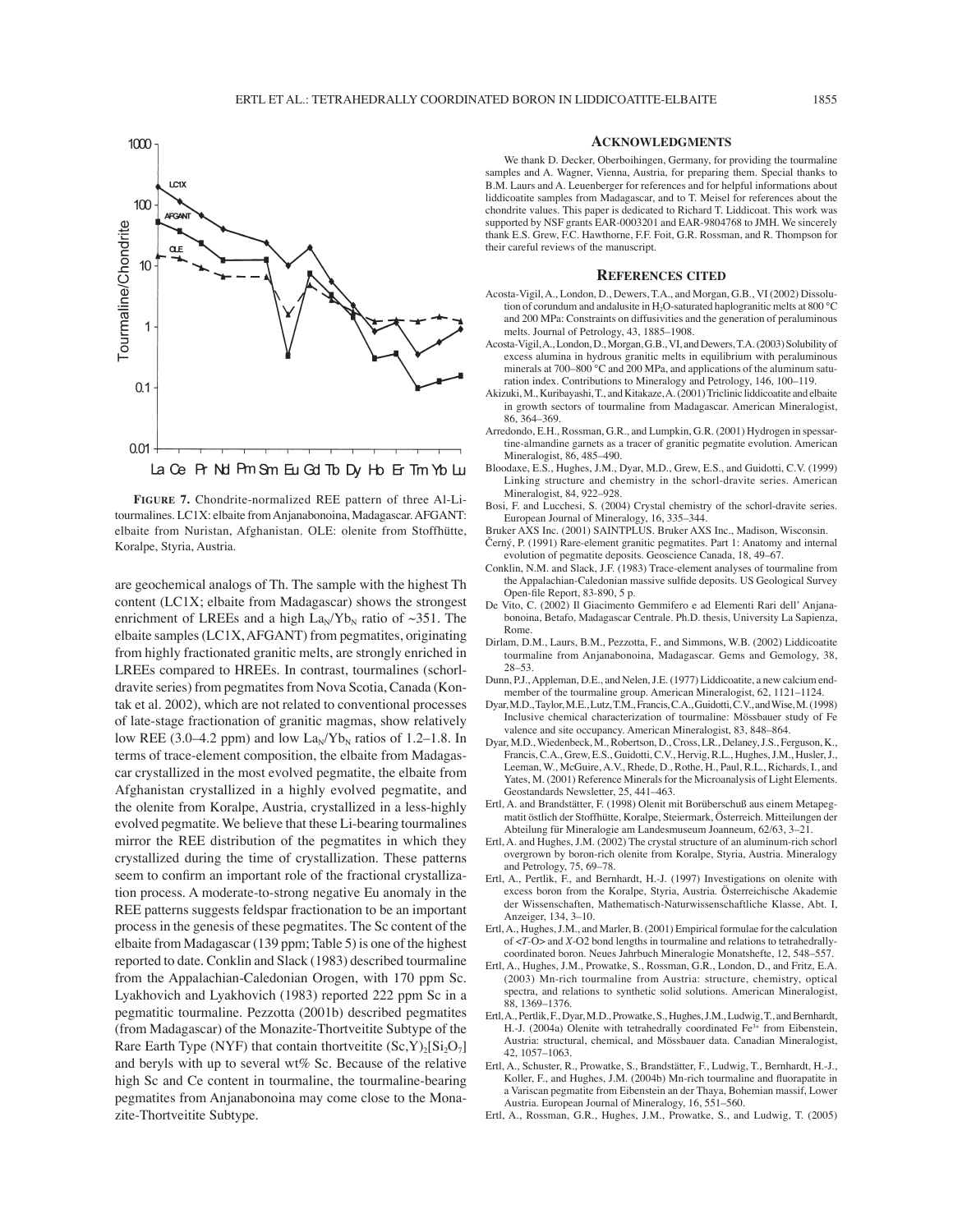**Figure 7.** Chondrite-normalized REE pattern of three Al-Li-tourmalines. LC1X: elbaite from Anjanabonoina, Madagascar. AFGANT: elbaite from Nuristan, Afghanistan. OLE: olenite from Stoffhütte, Koralpe, Styria, Austria.

are geochemical analogs of Th. The sample with the highest Th content (LC1X; elbaite from Madagascar) shows the strongest enrichment of LREEs and a high $La_N/Yb_N$ ratio of ~351. The elbaite samples (LC1X, AFGANT) from pegmatites, originating from highly fractionated granitic melts, are strongly enriched in LREEs compared to HREEs. In contrast, tourmalines (schorl-dravite series) from pegmatites from Nova Scotia, Canada (Kontak et al. 2002), which are not related to conventional processes of late-stage fractionation of granitic magmas, show relatively low REE (3.0–4.2 ppm) and low $La_N/Yb_N$ ratios of 1.2–1.8. In terms of trace-element composition, the elbaite from Madagascar crystallized in the most evolved pegmatite, the elbaite from Afghanistan crystallized in a highly evolved pegmatite, and the olenite from Koralpe, Austria, crystallized in a less-highly evolved pegmatite. We believe that these Li-bearing tourmalines mirror the REE distribution of the pegmatites in which they crystallized during the time of crystallization. These patterns seem to confirm an important role of the fractional crystallization process. A moderate-to-strong negative Eu anomaly in the REE patterns suggests feldspar fractionation to be an important process in the genesis of these pegmatites. The Sc content of the elbaite from Madagascar (139 ppm; Table 5) is one of the highest reported to date. Conklin and Slack (1983) described tourmaline from the Appalachian-Caledonian Orogen, with 170 ppm Sc. Lyakhovich and Lyakhovich (1983) reported 222 ppm Sc in a pegmatitic tourmaline. Pezzotta (2001b) described pegmatites (from Madagascar) of the Monazite-Thortveitite Subtype of the Rare Earth Type (NYF) that contain thortveitite $(Sc,Y)_2[Si_2O_7]$ and beryls with up to several wt% Sc. Because of the relative high Sc and Ce content in tourmaline, the tourmaline-bearing pegmatites from Anjanabonoina may come close to the Monazite-Thortveitite Subtype.

## Acknowledgments

We thank D. Decker, Oberboihingen, Germany, for providing the tourmaline samples and A. Wagner, Vienna, Austria, for preparing them. Special thanks to B.M. Laurs and A. Leuenberger for references and for helpful informations about liddicoatite samples from Madagascar, and to T. Meisel for references about the chondrite values. This paper is dedicated to Richard T. Liddicoat. This work was supported by NSF grants EAR-0003201 and EAR-9804768 to JMH. We sincerely thank E.S. Grew, F.C. Hawthorne, F.F. Foit, G.R. Rossman, and R. Thompson for their careful reviews of the manuscript.

## References cited

Acosta-Vigil, A., London, D., Dewers, T.A., and Morgan, G.B., VI (2002) Dissolution of corundum and andalusite in $H_2O$-saturated haplogranitic melts at 800 °C and 200 MPa: Constraints on diffusivities and the generation of peraluminous melts. Journal of Petrology, 43, 1885–1908.

Acosta-Vigil, A., London, D., Morgan, G.B., VI, and Dewers, T.A. (2003) Solubility of excess alumina in hydrous granitic melts in equilibrium with peraluminous minerals at 700–800 °C and 200 MPa, and applications of the aluminum saturation index. Contributions to Mineralogy and Petrology, 146, 100–119.

Akizuki, M., Kuribayashi, T., and Kitakaze, A. (2001) Triclinic liddicoatite and elbaite in growth sectors of tourmaline from Madagascar. American Mineralogist, 86, 364–369.

Arredondo, E.H., Rossman, G.R., and Lumpkin, G.R. (2001) Hydrogen in spessartine-almandine garnets as a tracer of granitic pegmatite evolution. American Mineralogist, 86, 485–490.

Bloodaxe, E.S., Hughes, J.M., Dyar, M.D., Grew, E.S., and Guidotti, C.V. (1999) Linking structure and chemistry in the schorl-dravite series. American Mineralogist, 84, 922–928.

Bosi, F. and Lucchesi, S. (2004) Crystal chemistry of the schorl-dravite series. European Journal of Mineralogy, 16, 335–344.

Bruker AXS Inc. (2001) SAINTPLUS. Bruker AXS Inc., Madison, Wisconsin.

Černý, P. (1991) Rare-element granitic pegmatites. Part 1: Anatomy and internal evolution of pegmatite deposits. Geoscience Canada, 18, 49–67.

Conklin, N.M. and Slack, J.F. (1983) Trace-element analyses of tourmaline from the Appalachian-Caledonian massive sulfide deposits. US Geological Survey Open-file Report, 83-890, 5 p.

De Vito, C. (2002) Il Giacimento Gemmifero e ad Elementi Rari dell' Anjanabonoina, Betafo, Madagascar Centrale. Ph.D. thesis, University La Sapienza, Rome.

Dirlam, D.M., Laurs, B.M., Pezzotta, F., and Simmons, W.B. (2002) Liddicoatite tourmaline from Anjanabonoina, Madagascar. Gems and Gemology, 38, 28–53.

Dunn, P.J., Appleman, D.E., and Nelen, J.E. (1977) Liddicoatite, a new calcium end-member of the tourmaline group. American Mineralogist, 62, 1121–1124.

Dyar, M.D., Taylor, M.E., Lutz, T.M., Francis, C.A., Guidotti, C.V., and Wise, M. (1998) Inclusive chemical characterization of tourmaline: Mössbauer study of Fe valence and site occupancy. American Mineralogist, 83, 848–864.

Dyar, M.D., Wiedenbeck, M., Robertson, D., Cross, L.R., Delaney, J.S., Ferguson, K., Francis, C.A., Grew, E.S., Guidotti, C.V., Hervig, R.L., Hughes, J.M., Husler, J., Leeman, W., McGuire, A.V., Rhede, D., Rothe, H., Paul, R.L., Richards, I., and Yates, M. (2001) Reference Minerals for the Microanalysis of Light Elements. Geostandards Newsletter, 25, 441–463.

Ertl, A. and Brandstätter, F. (1998) Olenit mit Borüberschuß aus einem Metapegmatit östlich der Stoffhütte, Koralpe, Steiermark, Österreich. Mitteilungen der Abteilung für Mineralogie am Landesmuseum Joanneum, 62/63, 3–21.

Ertl, A. and Hughes, J.M. (2002) The crystal structure of an aluminum-rich schorl overgrown by boron-rich olenite from Koralpe, Styria, Austria. Mineralogy and Petrology, 75, 69–78.

Ertl, A., Pertlik, F., and Bernhardt, H.-J. (1997) Investigations on olenite with excess boron from the Koralpe, Styria, Austria. Österreichische Akademie der Wissenschaften, Mathematisch-Naturwissenschaftliche Klasse, Abt. I, Anzeiger, 134, 3–10.

Ertl, A., Hughes, J.M., and Marler, B. (2001) Empirical formulae for the calculation of <*T*-O> and *X*-O2 bond lengths in tourmaline and relations to tetrahedrally-coordinated boron. Neues Jahrbuch Mineralogie Monatshefte, 12, 548–557.

Ertl, A., Hughes, J.M., Prowatke, S., Rossman, G.R., London, D., and Fritz, E.A. (2003) Mn-rich tourmaline from Austria: structure, chemistry, optical spectra, and relations to synthetic solid solutions. American Mineralogist, 88, 1369–1376.

Ertl, A., Pertlik, F., Dyar, M.D., Prowatke, S., Hughes, J.M., Ludwig, T., and Bernhardt, H.-J. (2004a) Olenite with tetrahedrally coordinated $Fe^{3+}$ from Eibenstein, Austria: structural, chemical, and Mössbauer data. Canadian Mineralogist, 42, 1057–1063.

Ertl, A., Schuster, R., Prowatke, S., Brandstätter, F., Ludwig, T., Bernhardt, H.-J., Koller, F., and Hughes, J.M. (2004b) Mn-rich tourmaline and fluorapatite in a Variscan pegmatite from Eibenstein an der Thaya, Bohemian massif, Lower Austria. European Journal of Mineralogy, 16, 551–560.

Ertl, A., Rossman, G.R., Hughes, J.M., Prowatke, S., and Ludwig, T. (2005)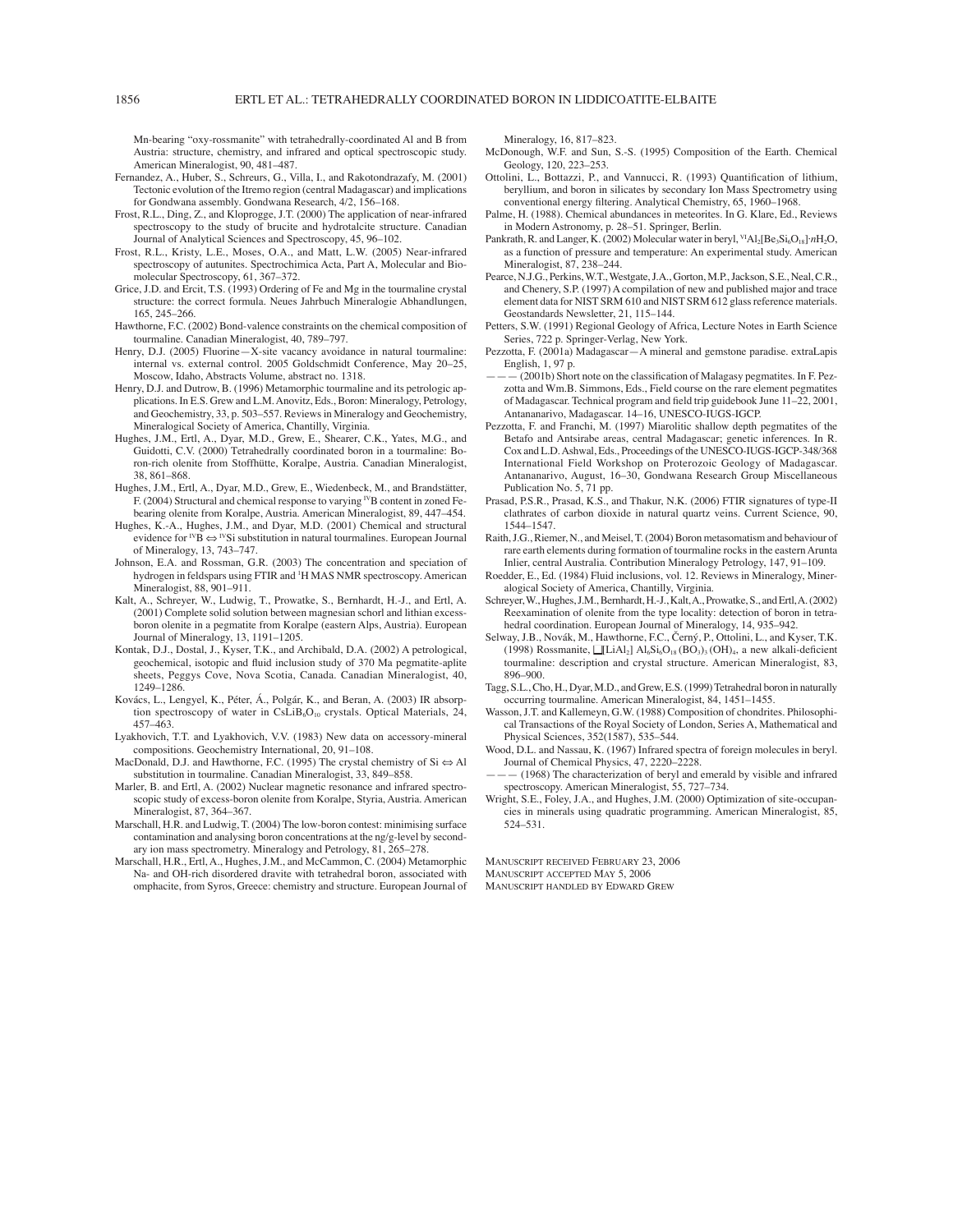Mn-bearing "oxy-rossmanite" with tetrahedrally-coordinated Al and B from Austria: structure, chemistry, and infrared and optical spectroscopic study. American Mineralogist, 90, 481–487.

Fernandez, A., Huber, S., Schreurs, G., Villa, I., and Rakotondrazafy, M. (2001) Tectonic evolution of the Itremo region (central Madagascar) and implications for Gondwana assembly. Gondwana Research, 4/2, 156–168.

Frost, R.L., Ding, Z., and Kloprogge, J.T. (2000) The application of near-infrared spectroscopy to the study of brucite and hydrotalcite structure. Canadian Journal of Analytical Sciences and Spectroscopy, 45, 96–102.

Frost, R.L., Kristy, L.E., Moses, O.A., and Matt, L.W. (2005) Near-infrared spectroscopy of autunites. Spectrochimica Acta, Part A, Molecular and Biomolecular Spectroscopy, 61, 367–372.

Grice, J.D. and Ercit, T.S. (1993) Ordering of Fe and Mg in the tourmaline crystal structure: the correct formula. Neues Jahrbuch Mineralogie Abhandlungen, 165, 245–266.

Hawthorne, F.C. (2002) Bond-valence constraints on the chemical composition of tourmaline. Canadian Mineralogist, 40, 789–797.

Henry, D.J. (2005) Fluorine—X-site vacancy avoidance in natural tourmaline: internal vs. external control. 2005 Goldschmidt Conference, May 20–25, Moscow, Idaho, Abstracts Volume, abstract no. 1318.

Henry, D.J. and Dutrow, B. (1996) Metamorphic tourmaline and its petrologic applications. In E.S. Grew and L.M. Anovitz, Eds., Boron: Mineralogy, Petrology, and Geochemistry, 33, p. 503–557. Reviews in Mineralogy and Geochemistry, Mineralogical Society of America, Chantilly, Virginia.

Hughes, J.M., Ertl, A., Dyar, M.D., Grew, E., Shearer, C.K., Yates, M.G., and Guidotti, C.V. (2000) Tetrahedrally coordinated boron in a tourmaline: Boron-rich olenite from Stoffhütte, Koralpe, Austria. Canadian Mineralogist, 38, 861–868.

Hughes, J.M., Ertl, A., Dyar, M.D., Grew, E., Wiedenbeck, M., and Brandstätter, F. (2004) Structural and chemical response to varying $^{IV}B$ content in zoned Fe-bearing olenite from Koralpe, Austria. American Mineralogist, 89, 447–454.

Hughes, K.-A., Hughes, J.M., and Dyar, M.D. (2001) Chemical and structural evidence for $^{IV}B \Leftrightarrow {}^{IV}Si$ substitution in natural tourmalines. European Journal of Mineralogy, 13, 743–747.

Johnson, E.A. and Rossman, G.R. (2003) The concentration and speciation of hydrogen in feldspars using FTIR and $^{1}H$ MAS NMR spectroscopy. American Mineralogist, 88, 901–911.

Kalt, A., Schreyer, W., Ludwig, T., Prowatke, S., Bernhardt, H.-J., and Ertl, A. (2001) Complete solid solution between magnesian schorl and lithian excess-boron olenite in a pegmatite from Koralpe (eastern Alps, Austria). European Journal of Mineralogy, 13, 1191–1205.

Kontak, D.J., Dostal, J., Kyser, T.K., and Archibald, D.A. (2002) A petrological, geochemical, isotopic and fluid inclusion study of 370 Ma pegmatite-aplite sheets, Peggys Cove, Nova Scotia, Canada. Canadian Mineralogist, 40, 1249–1286.

Kovács, L., Lengyel, K., Péter, Á., Polgár, K., and Beran, A. (2003) IR absorption spectroscopy of water in $CsLiB_6O_{10}$ crystals. Optical Materials, 24, 457–463.

Lyakhovich, T.T. and Lyakhovich, V.V. (1983) New data on accessory-mineral compositions. Geochemistry International, 20, 91–108.

MacDonald, D.J. and Hawthorne, F.C. (1995) The crystal chemistry of Si ⇔ Al substitution in tourmaline. Canadian Mineralogist, 33, 849–858.

Marler, B. and Ertl, A. (2002) Nuclear magnetic resonance and infrared spectroscopic study of excess-boron olenite from Koralpe, Styria, Austria. American Mineralogist, 87, 364–367.

Marschall, H.R. and Ludwig, T. (2004) The low-boron contest: minimising surface contamination and analysing boron concentrations at the ng/g-level by secondary ion mass spectrometry. Mineralogy and Petrology, 81, 265–278.

Marschall, H.R., Ertl, A., Hughes, J.M., and McCammon, C. (2004) Metamorphic Na- and OH-rich disordered dravite with tetrahedral boron, associated with omphacite, from Syros, Greece: chemistry and structure. European Journal of Mineralogy, 16, 817–823.

McDonough, W.F. and Sun, S.-S. (1995) Composition of the Earth. Chemical Geology, 120, 223–253.

Ottolini, L., Bottazzi, P., and Vannucci, R. (1993) Quantification of lithium, beryllium, and boron in silicates by secondary Ion Mass Spectrometry using conventional energy filtering. Analytical Chemistry, 65, 1960–1968.

Palme, H. (1988). Chemical abundances in meteorites. In G. Klare, Ed., Reviews in Modern Astronomy, p. 28–51. Springer, Berlin.

Pankrath, R. and Langer, K. (2002) Molecular water in beryl, $^{VI}Al_2[Be_3Si_6O_{18}]\cdot nH_2O$, as a function of pressure and temperature: An experimental study. American Mineralogist, 87, 238–244.

Pearce, N.J.G., Perkins, W.T., Westgate, J.A., Gorton, M.P., Jackson, S.E., Neal, C.R., and Chenery, S.P. (1997) A compilation of new and published major and trace element data for NIST SRM 610 and NIST SRM 612 glass reference materials. Geostandards Newsletter, 21, 115–144.

Petters, S.W. (1991) Regional Geology of Africa, Lecture Notes in Earth Science Series, 722 p. Springer-Verlag, New York.

Pezzotta, F. (2001a) Madagascar—A mineral and gemstone paradise. extraLapis English, 1, 97 p.

——— (2001b) Short note on the classification of Malagasy pegmatites. In F. Pezzotta and Wm.B. Simmons, Eds., Field course on the rare element pegmatites of Madagascar. Technical program and field trip guidebook June 11–22, 2001, Antananarivo, Madagascar. 14–16, UNESCO-IUGS-IGCP.

Pezzotta, F. and Franchi, M. (1997) Miarolitic shallow depth pegmatites of the Betafo and Antsirabe areas, central Madagascar; genetic inferences. In R. Cox and L.D. Ashwal, Eds., Proceedings of the UNESCO-IUGS-IGCP-348/368 International Field Workshop on Proterozoic Geology of Madagascar. Antananarivo, August, 16–30, Gondwana Research Group Miscellaneous Publication No. 5, 71 pp.

Prasad, P.S.R., Prasad, K.S., and Thakur, N.K. (2006) FTIR signatures of type-II clathrates of carbon dioxide in natural quartz veins. Current Science, 90, 1544–1547.

Raith, J.G., Riemer, N., and Meisel, T. (2004) Boron metasomatism and behaviour of rare earth elements during formation of tourmaline rocks in the eastern Arunta Inlier, central Australia. Contribution Mineralogy Petrology, 147, 91–109.

Roedder, E., Ed. (1984) Fluid inclusions, vol. 12. Reviews in Mineralogy, Mineralogical Society of America, Chantilly, Virginia.

Schreyer, W., Hughes, J.M., Bernhardt, H.-J., Kalt, A., Prowatke, S., and Ertl, A. (2002) Reexamination of olenite from the type locality: detection of boron in tetrahedral coordination. European Journal of Mineralogy, 14, 935–942.

Selway, J.B., Novák, M., Hawthorne, F.C., Černý, P., Ottolini, L., and Kyser, T.K. (1998) Rossmanite, $\square[LiAl_2]\ Al_6Si_6O_{18}(BO_3)_3(OH)_4$, a new alkali-deficient tourmaline: description and crystal structure. American Mineralogist, 83, 896–900.

Tagg, S.L., Cho, H., Dyar, M.D., and Grew, E.S. (1999) Tetrahedral boron in naturally occurring tourmaline. American Mineralogist, 84, 1451–1455.

Wasson, J.T. and Kallemeyn, G.W. (1988) Composition of chondrites. Philosophical Transactions of the Royal Society of London, Series A, Mathematical and Physical Sciences, 352(1587), 535–544.

Wood, D.L. and Nassau, K. (1967) Infrared spectra of foreign molecules in beryl. Journal of Chemical Physics, 47, 2220–2228.

——— (1968) The characterization of beryl and emerald by visible and infrared spectroscopy. American Mineralogist, 55, 727–734.

Wright, S.E., Foley, J.A., and Hughes, J.M. (2000) Optimization of site-occupancies in minerals using quadratic programming. American Mineralogist, 85, 524–531.

Manuscript received February 23, 2006
Manuscript accepted May 5, 2006
Manuscript handled by Edward Grew